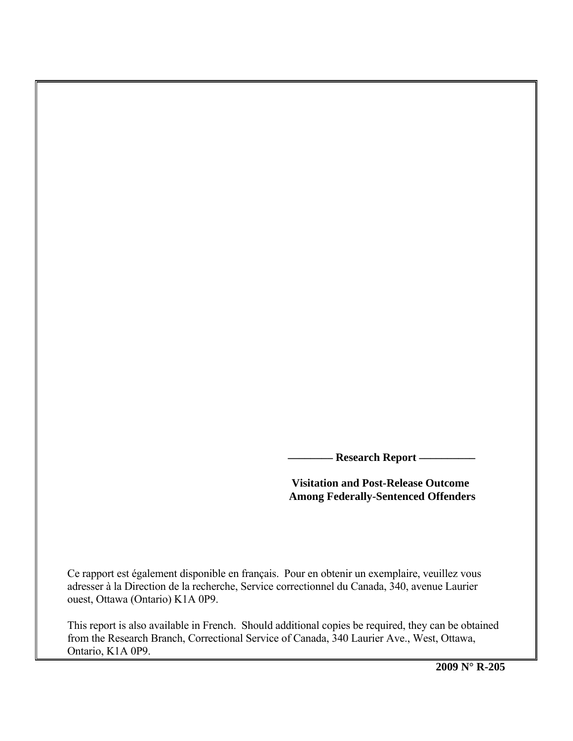**———— Research Report —————**

# Visitation and Post-Release Outcome Among Federally-Sentenced Offenders

Ce rapport est également disponible en français. Pour en obtenir un exemplaire, veuillez vous adresser à la Direction de la recherche, Service correctionnel du Canada, 340, avenue Laurier ouest, Ottawa (Ontario) K1A 0P9.

This report is also available in French. Should additional copies be required, they can be obtained from the Research Branch, Correctional Service of Canada, 340 Laurier Ave., West, Ottawa, Ontario, K1A 0P9.

**2009 N° R-205**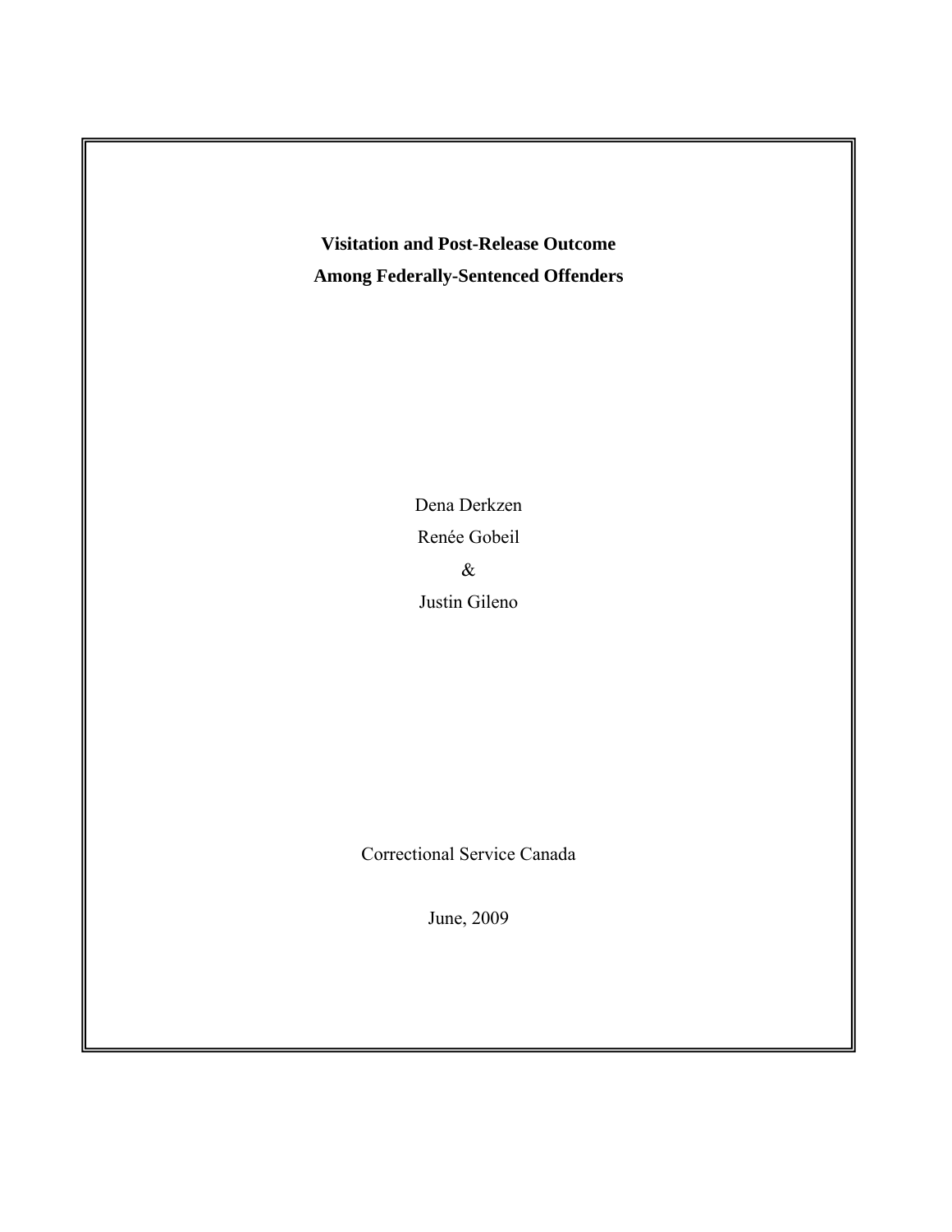**Visitation and Post-Release Outcome**
**Among Federally-Sentenced Offenders**

Dena Derkzen

Renée Gobeil

&

Justin Gileno

Correctional Service Canada

June, 2009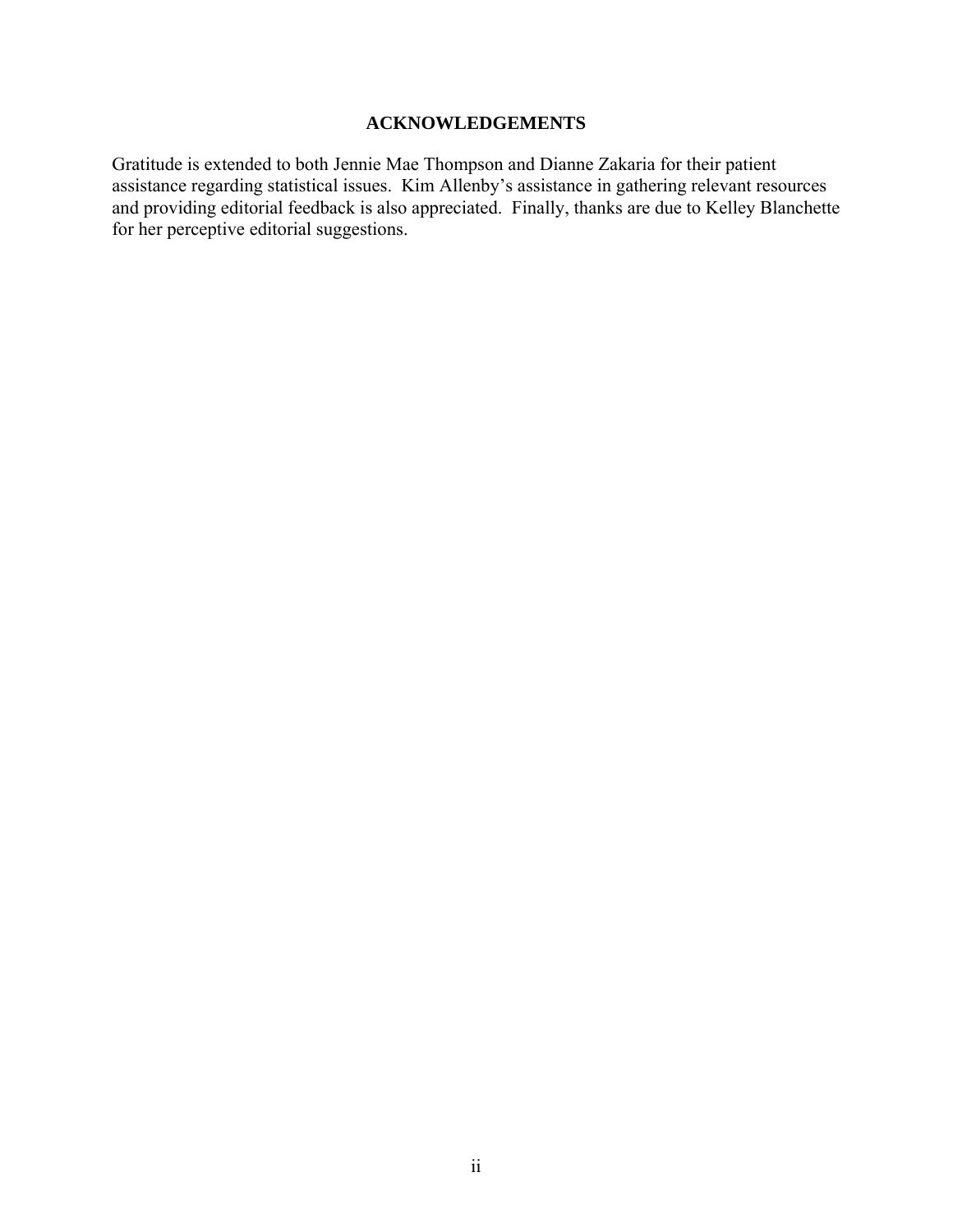## ACKNOWLEDGEMENTS

Gratitude is extended to both Jennie Mae Thompson and Dianne Zakaria for their patient assistance regarding statistical issues. Kim Allenby's assistance in gathering relevant resources and providing editorial feedback is also appreciated. Finally, thanks are due to Kelley Blanchette for her perceptive editorial suggestions.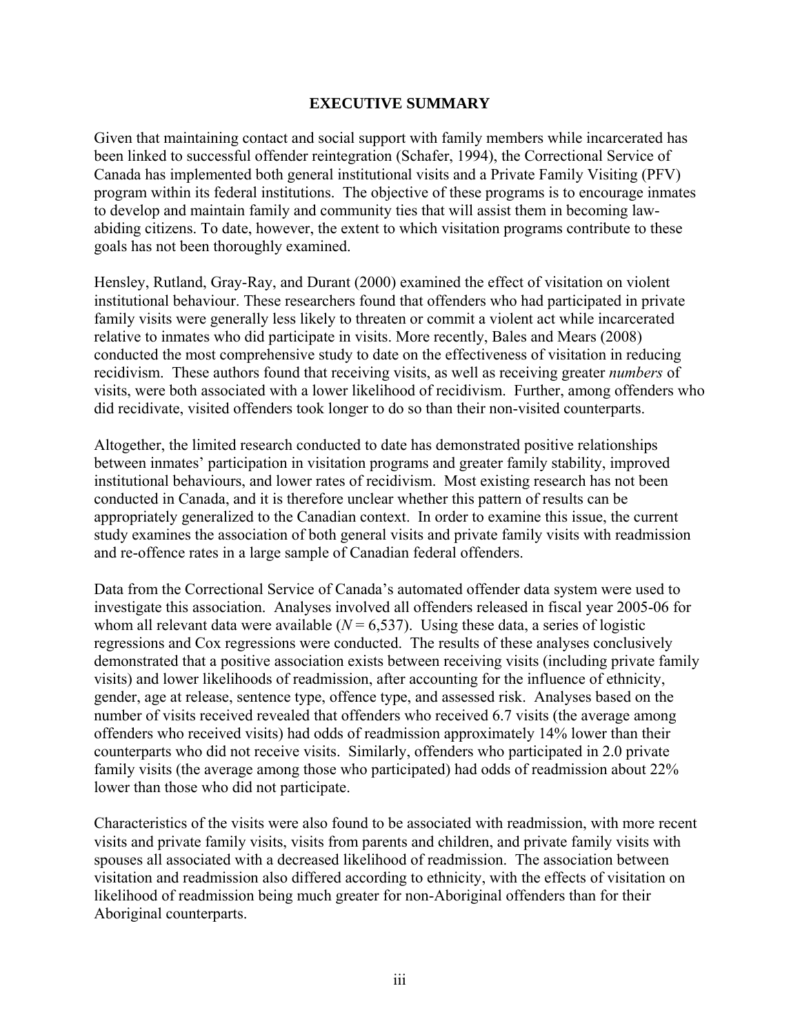## EXECUTIVE SUMMARY

Given that maintaining contact and social support with family members while incarcerated has been linked to successful offender reintegration (Schafer, 1994), the Correctional Service of Canada has implemented both general institutional visits and a Private Family Visiting (PFV) program within its federal institutions. The objective of these programs is to encourage inmates to develop and maintain family and community ties that will assist them in becoming law-abiding citizens. To date, however, the extent to which visitation programs contribute to these goals has not been thoroughly examined.

Hensley, Rutland, Gray-Ray, and Durant (2000) examined the effect of visitation on violent institutional behaviour. These researchers found that offenders who had participated in private family visits were generally less likely to threaten or commit a violent act while incarcerated relative to inmates who did participate in visits. More recently, Bales and Mears (2008) conducted the most comprehensive study to date on the effectiveness of visitation in reducing recidivism. These authors found that receiving visits, as well as receiving greater *numbers* of visits, were both associated with a lower likelihood of recidivism. Further, among offenders who did recidivate, visited offenders took longer to do so than their non-visited counterparts.

Altogether, the limited research conducted to date has demonstrated positive relationships between inmates' participation in visitation programs and greater family stability, improved institutional behaviours, and lower rates of recidivism. Most existing research has not been conducted in Canada, and it is therefore unclear whether this pattern of results can be appropriately generalized to the Canadian context. In order to examine this issue, the current study examines the association of both general visits and private family visits with readmission and re-offence rates in a large sample of Canadian federal offenders.

Data from the Correctional Service of Canada's automated offender data system were used to investigate this association. Analyses involved all offenders released in fiscal year 2005-06 for whom all relevant data were available ($N = 6,537$). Using these data, a series of logistic regressions and Cox regressions were conducted. The results of these analyses conclusively demonstrated that a positive association exists between receiving visits (including private family visits) and lower likelihoods of readmission, after accounting for the influence of ethnicity, gender, age at release, sentence type, offence type, and assessed risk. Analyses based on the number of visits received revealed that offenders who received 6.7 visits (the average among offenders who received visits) had odds of readmission approximately 14% lower than their counterparts who did not receive visits. Similarly, offenders who participated in 2.0 private family visits (the average among those who participated) had odds of readmission about 22% lower than those who did not participate.

Characteristics of the visits were also found to be associated with readmission, with more recent visits and private family visits, visits from parents and children, and private family visits with spouses all associated with a decreased likelihood of readmission. The association between visitation and readmission also differed according to ethnicity, with the effects of visitation on likelihood of readmission being much greater for non-Aboriginal offenders than for their Aboriginal counterparts.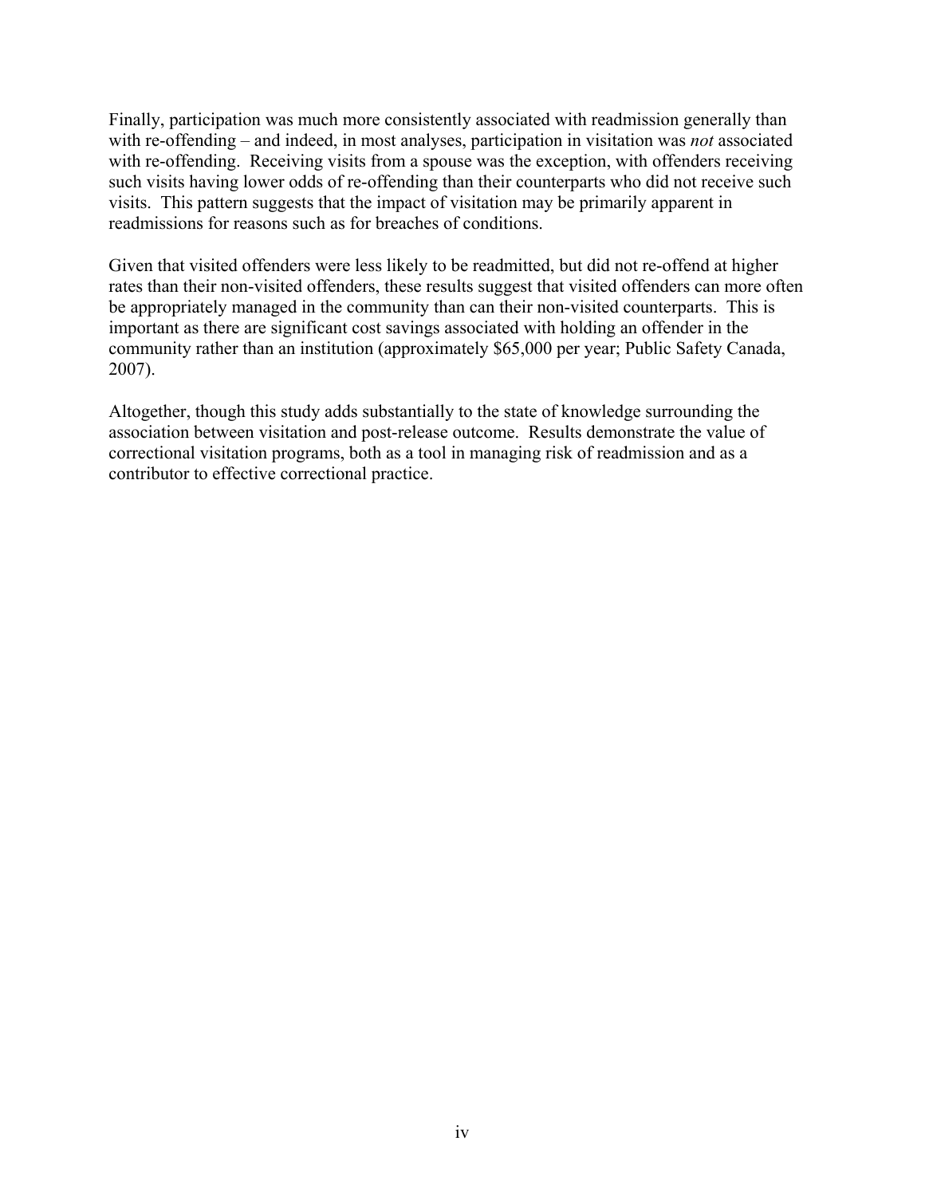Finally, participation was much more consistently associated with readmission generally than with re-offending – and indeed, in most analyses, participation in visitation was *not* associated with re-offending. Receiving visits from a spouse was the exception, with offenders receiving such visits having lower odds of re-offending than their counterparts who did not receive such visits. This pattern suggests that the impact of visitation may be primarily apparent in readmissions for reasons such as for breaches of conditions.

Given that visited offenders were less likely to be readmitted, but did not re-offend at higher rates than their non-visited offenders, these results suggest that visited offenders can more often be appropriately managed in the community than can their non-visited counterparts. This is important as there are significant cost savings associated with holding an offender in the community rather than an institution (approximately $65,000 per year; Public Safety Canada, 2007).

Altogether, though this study adds substantially to the state of knowledge surrounding the association between visitation and post-release outcome. Results demonstrate the value of correctional visitation programs, both as a tool in managing risk of readmission and as a contributor to effective correctional practice.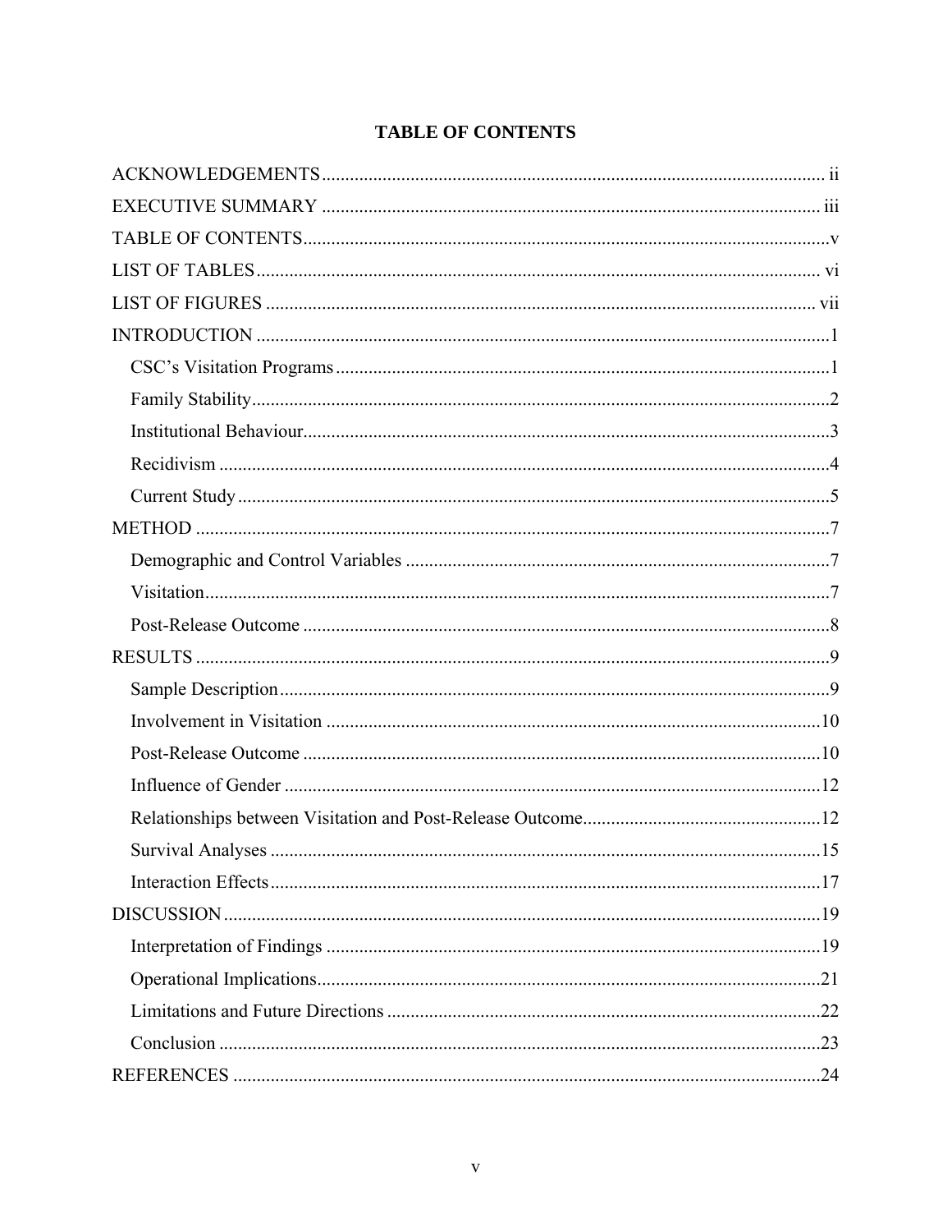# TABLE OF CONTENTS

ACKNOWLEDGEMENTS ..... ii

EXECUTIVE SUMMARY ..... iii

TABLE OF CONTENTS ..... v

LIST OF TABLES ..... vi

LIST OF FIGURES ..... vii

INTRODUCTION ..... 1

- CSC's Visitation Programs ..... 1
- Family Stability ..... 2
- Institutional Behaviour ..... 3
- Recidivism ..... 4
- Current Study ..... 5

METHOD ..... 7

- Demographic and Control Variables ..... 7
- Visitation ..... 7
- Post-Release Outcome ..... 8

RESULTS ..... 9

- Sample Description ..... 9
- Involvement in Visitation ..... 10
- Post-Release Outcome ..... 10
- Influence of Gender ..... 12
- Relationships between Visitation and Post-Release Outcome ..... 12
- Survival Analyses ..... 15
- Interaction Effects ..... 17

DISCUSSION ..... 19

- Interpretation of Findings ..... 19
- Operational Implications ..... 21
- Limitations and Future Directions ..... 22
- Conclusion ..... 23

REFERENCES ..... 24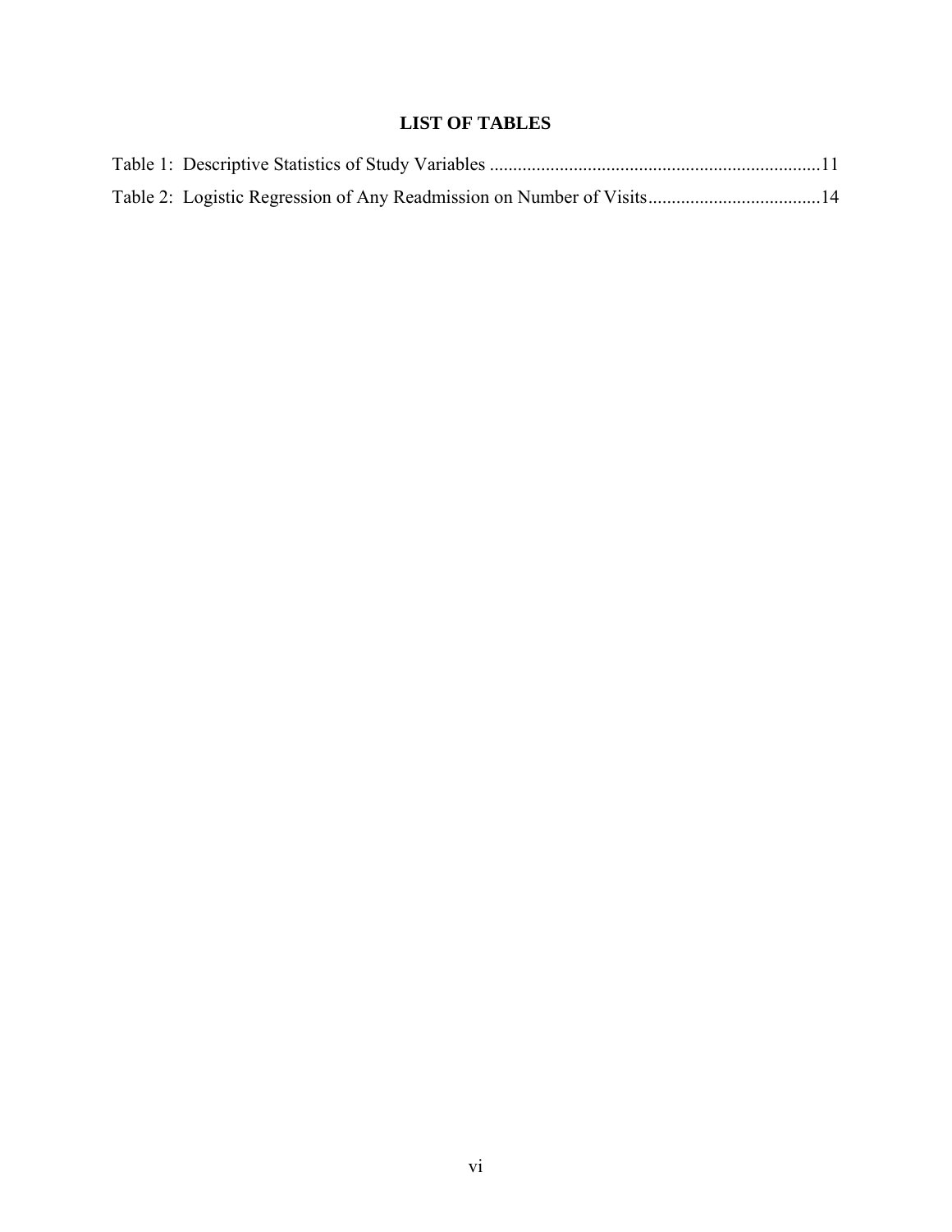# LIST OF TABLES

Table 1: Descriptive Statistics of Study Variables .......................................................................11

Table 2: Logistic Regression of Any Readmission on Number of Visits.....................................14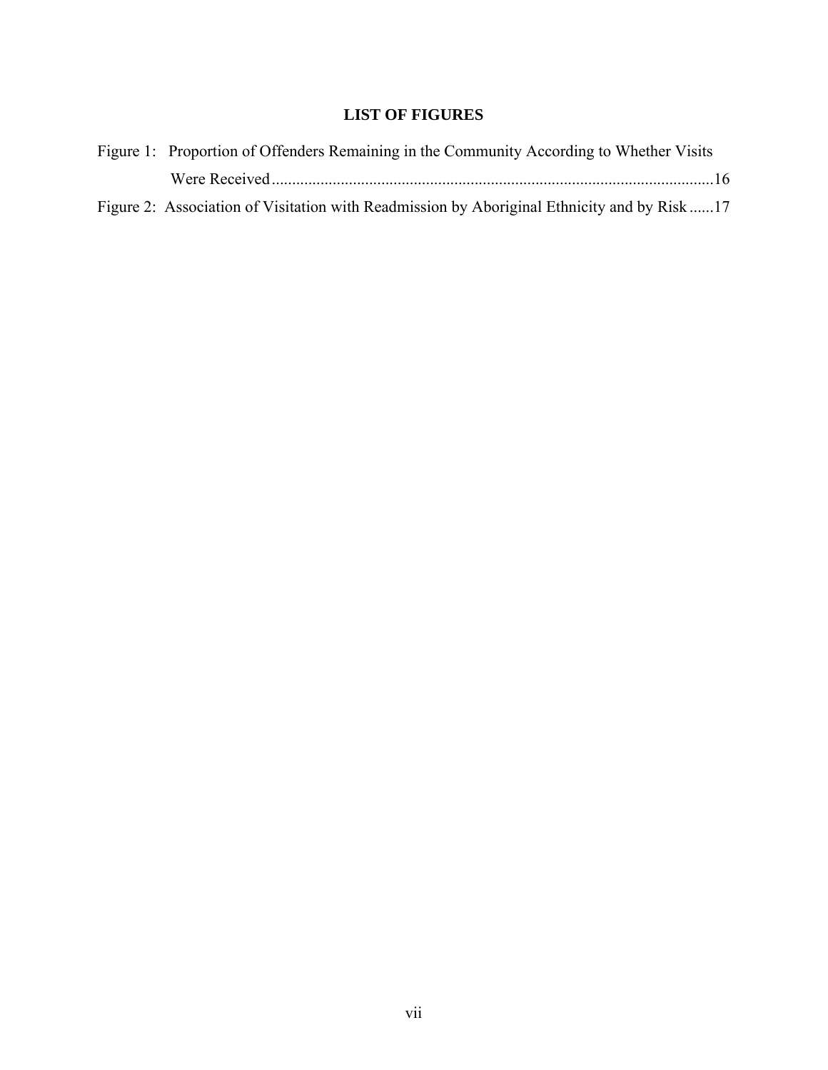## LIST OF FIGURES

Figure 1: Proportion of Offenders Remaining in the Community According to Whether Visits Were Received............................................................................................................16

Figure 2: Association of Visitation with Readmission by Aboriginal Ethnicity and by Risk ......17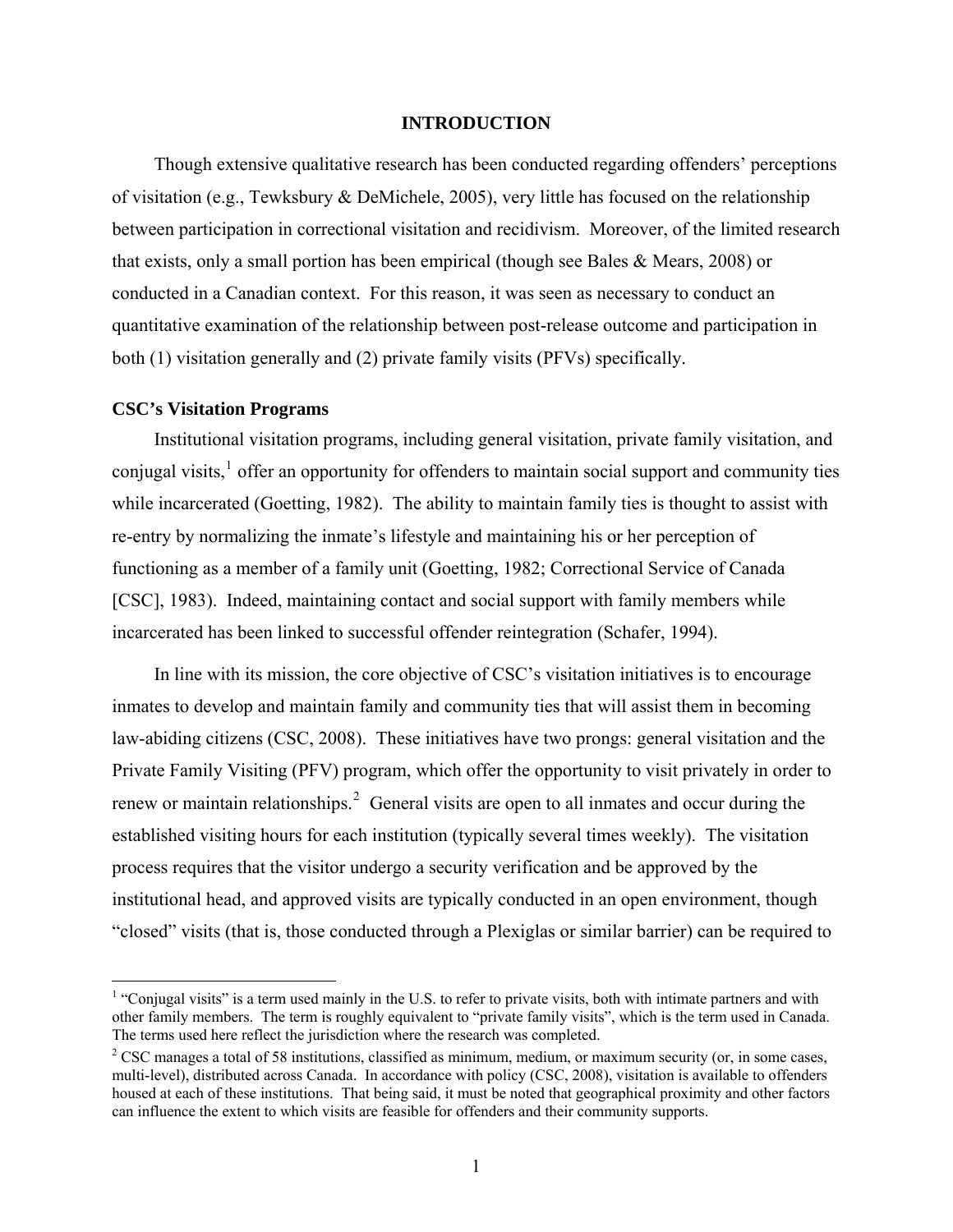# INTRODUCTION

Though extensive qualitative research has been conducted regarding offenders' perceptions of visitation (e.g., Tewksbury & DeMichele, 2005), very little has focused on the relationship between participation in correctional visitation and recidivism. Moreover, of the limited research that exists, only a small portion has been empirical (though see Bales & Mears, 2008) or conducted in a Canadian context. For this reason, it was seen as necessary to conduct an quantitative examination of the relationship between post-release outcome and participation in both (1) visitation generally and (2) private family visits (PFVs) specifically.

## CSC's Visitation Programs

Institutional visitation programs, including general visitation, private family visitation, and conjugal visits,[1] offer an opportunity for offenders to maintain social support and community ties while incarcerated (Goetting, 1982). The ability to maintain family ties is thought to assist with re-entry by normalizing the inmate's lifestyle and maintaining his or her perception of functioning as a member of a family unit (Goetting, 1982; Correctional Service of Canada [CSC], 1983). Indeed, maintaining contact and social support with family members while incarcerated has been linked to successful offender reintegration (Schafer, 1994).

In line with its mission, the core objective of CSC's visitation initiatives is to encourage inmates to develop and maintain family and community ties that will assist them in becoming law-abiding citizens (CSC, 2008). These initiatives have two prongs: general visitation and the Private Family Visiting (PFV) program, which offer the opportunity to visit privately in order to renew or maintain relationships.[2] General visits are open to all inmates and occur during the established visiting hours for each institution (typically several times weekly). The visitation process requires that the visitor undergo a security verification and be approved by the institutional head, and approved visits are typically conducted in an open environment, though "closed" visits (that is, those conducted through a Plexiglas or similar barrier) can be required to

---

[1] "Conjugal visits" is a term used mainly in the U.S. to refer to private visits, both with intimate partners and with other family members. The term is roughly equivalent to "private family visits", which is the term used in Canada. The terms used here reflect the jurisdiction where the research was completed.

[2] CSC manages a total of 58 institutions, classified as minimum, medium, or maximum security (or, in some cases, multi-level), distributed across Canada. In accordance with policy (CSC, 2008), visitation is available to offenders housed at each of these institutions. That being said, it must be noted that geographical proximity and other factors can influence the extent to which visits are feasible for offenders and their community supports.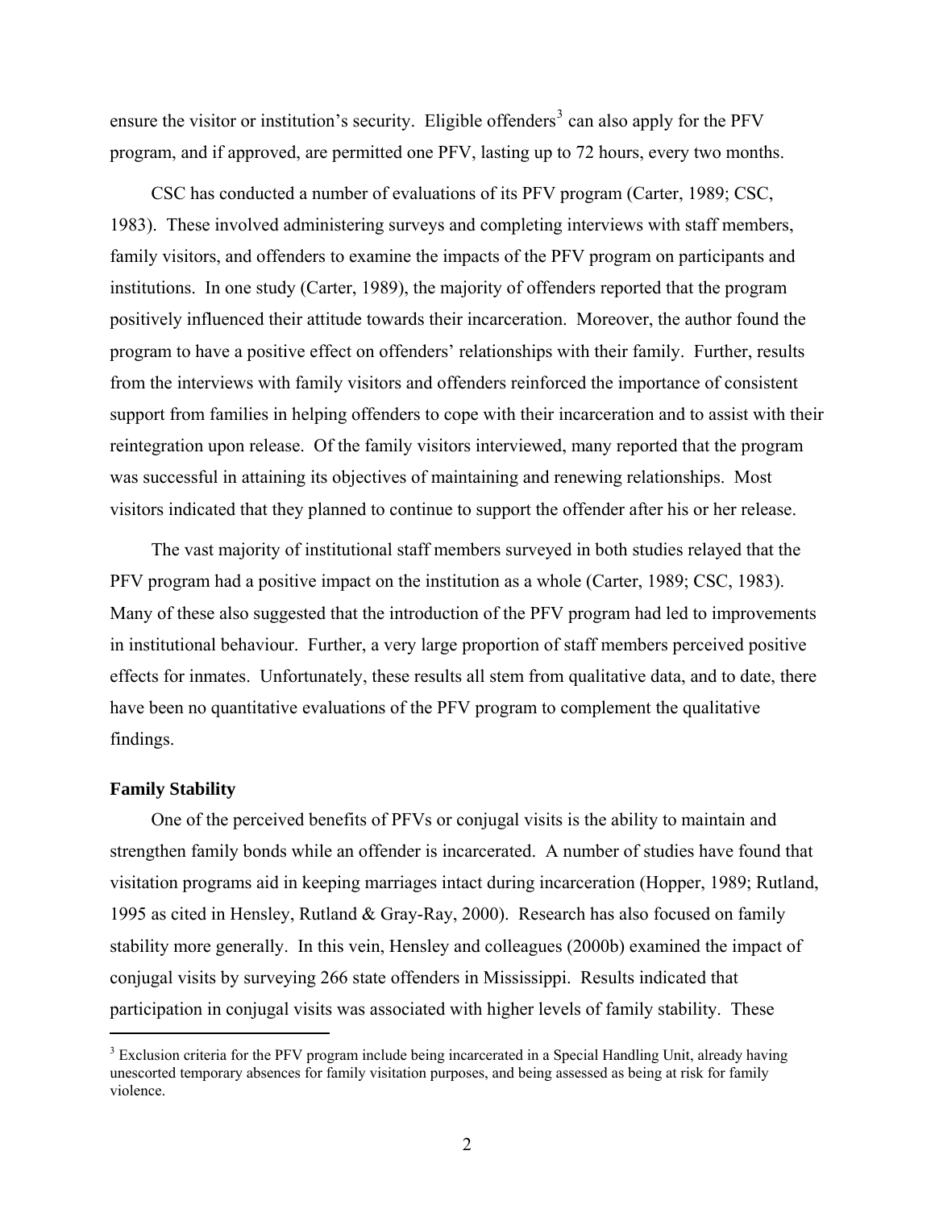ensure the visitor or institution's security. Eligible offenders[3] can also apply for the PFV program, and if approved, are permitted one PFV, lasting up to 72 hours, every two months.

CSC has conducted a number of evaluations of its PFV program (Carter, 1989; CSC, 1983). These involved administering surveys and completing interviews with staff members, family visitors, and offenders to examine the impacts of the PFV program on participants and institutions. In one study (Carter, 1989), the majority of offenders reported that the program positively influenced their attitude towards their incarceration. Moreover, the author found the program to have a positive effect on offenders' relationships with their family. Further, results from the interviews with family visitors and offenders reinforced the importance of consistent support from families in helping offenders to cope with their incarceration and to assist with their reintegration upon release. Of the family visitors interviewed, many reported that the program was successful in attaining its objectives of maintaining and renewing relationships. Most visitors indicated that they planned to continue to support the offender after his or her release.

The vast majority of institutional staff members surveyed in both studies relayed that the PFV program had a positive impact on the institution as a whole (Carter, 1989; CSC, 1983). Many of these also suggested that the introduction of the PFV program had led to improvements in institutional behaviour. Further, a very large proportion of staff members perceived positive effects for inmates. Unfortunately, these results all stem from qualitative data, and to date, there have been no quantitative evaluations of the PFV program to complement the qualitative findings.

### Family Stability

One of the perceived benefits of PFVs or conjugal visits is the ability to maintain and strengthen family bonds while an offender is incarcerated. A number of studies have found that visitation programs aid in keeping marriages intact during incarceration (Hopper, 1989; Rutland, 1995 as cited in Hensley, Rutland & Gray-Ray, 2000). Research has also focused on family stability more generally. In this vein, Hensley and colleagues (2000b) examined the impact of conjugal visits by surveying 266 state offenders in Mississippi. Results indicated that participation in conjugal visits was associated with higher levels of family stability. These

[3] Exclusion criteria for the PFV program include being incarcerated in a Special Handling Unit, already having unescorted temporary absences for family visitation purposes, and being assessed as being at risk for family violence.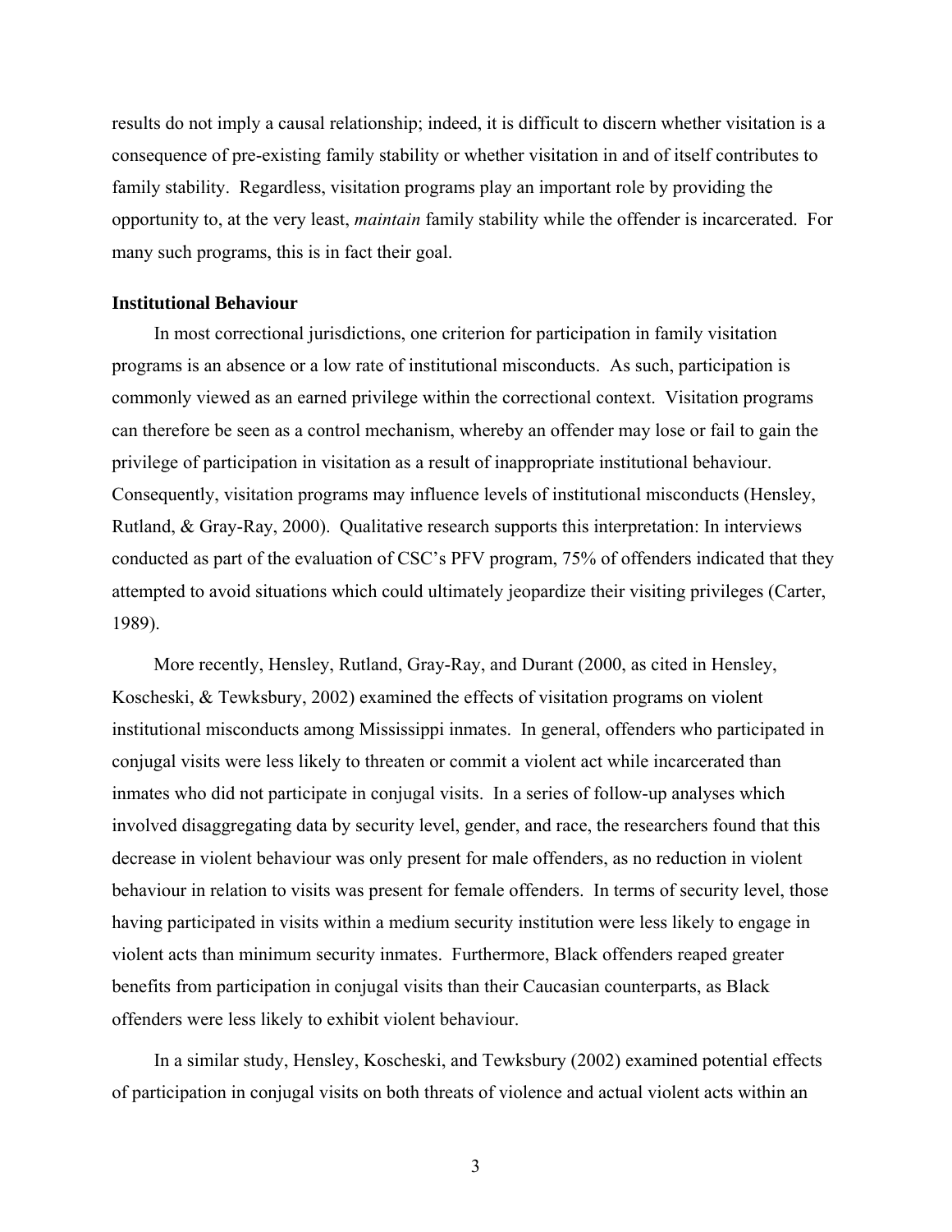results do not imply a causal relationship; indeed, it is difficult to discern whether visitation is a consequence of pre-existing family stability or whether visitation in and of itself contributes to family stability. Regardless, visitation programs play an important role by providing the opportunity to, at the very least, *maintain* family stability while the offender is incarcerated. For many such programs, this is in fact their goal.

### Institutional Behaviour

In most correctional jurisdictions, one criterion for participation in family visitation programs is an absence or a low rate of institutional misconducts. As such, participation is commonly viewed as an earned privilege within the correctional context. Visitation programs can therefore be seen as a control mechanism, whereby an offender may lose or fail to gain the privilege of participation in visitation as a result of inappropriate institutional behaviour. Consequently, visitation programs may influence levels of institutional misconducts (Hensley, Rutland, & Gray-Ray, 2000). Qualitative research supports this interpretation: In interviews conducted as part of the evaluation of CSC's PFV program, 75% of offenders indicated that they attempted to avoid situations which could ultimately jeopardize their visiting privileges (Carter, 1989).

More recently, Hensley, Rutland, Gray-Ray, and Durant (2000, as cited in Hensley, Koscheski, & Tewksbury, 2002) examined the effects of visitation programs on violent institutional misconducts among Mississippi inmates. In general, offenders who participated in conjugal visits were less likely to threaten or commit a violent act while incarcerated than inmates who did not participate in conjugal visits. In a series of follow-up analyses which involved disaggregating data by security level, gender, and race, the researchers found that this decrease in violent behaviour was only present for male offenders, as no reduction in violent behaviour in relation to visits was present for female offenders. In terms of security level, those having participated in visits within a medium security institution were less likely to engage in violent acts than minimum security inmates. Furthermore, Black offenders reaped greater benefits from participation in conjugal visits than their Caucasian counterparts, as Black offenders were less likely to exhibit violent behaviour.

In a similar study, Hensley, Koscheski, and Tewksbury (2002) examined potential effects of participation in conjugal visits on both threats of violence and actual violent acts within an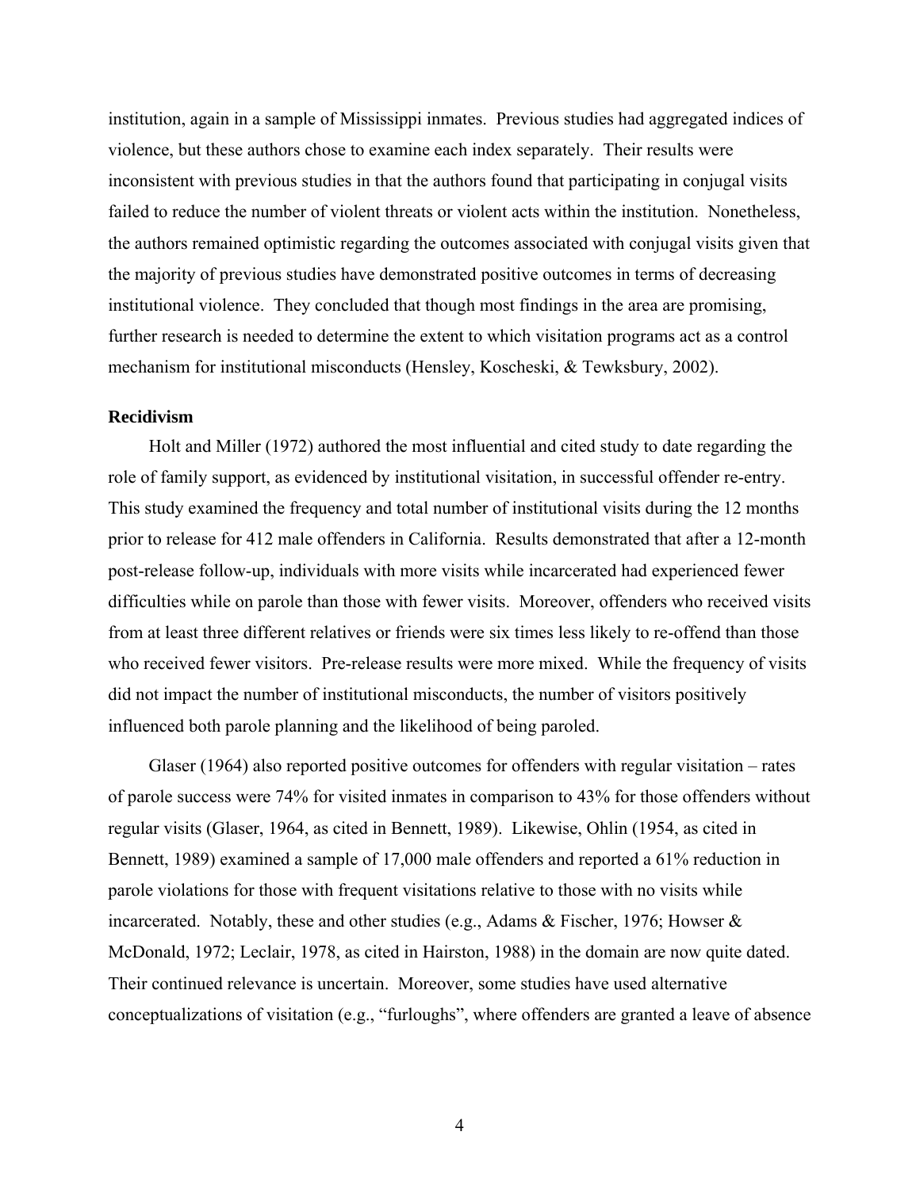institution, again in a sample of Mississippi inmates. Previous studies had aggregated indices of violence, but these authors chose to examine each index separately. Their results were inconsistent with previous studies in that the authors found that participating in conjugal visits failed to reduce the number of violent threats or violent acts within the institution. Nonetheless, the authors remained optimistic regarding the outcomes associated with conjugal visits given that the majority of previous studies have demonstrated positive outcomes in terms of decreasing institutional violence. They concluded that though most findings in the area are promising, further research is needed to determine the extent to which visitation programs act as a control mechanism for institutional misconducts (Hensley, Koscheski, & Tewksbury, 2002).

**Recidivism**

Holt and Miller (1972) authored the most influential and cited study to date regarding the role of family support, as evidenced by institutional visitation, in successful offender re-entry. This study examined the frequency and total number of institutional visits during the 12 months prior to release for 412 male offenders in California. Results demonstrated that after a 12-month post-release follow-up, individuals with more visits while incarcerated had experienced fewer difficulties while on parole than those with fewer visits. Moreover, offenders who received visits from at least three different relatives or friends were six times less likely to re-offend than those who received fewer visitors. Pre-release results were more mixed. While the frequency of visits did not impact the number of institutional misconducts, the number of visitors positively influenced both parole planning and the likelihood of being paroled.

Glaser (1964) also reported positive outcomes for offenders with regular visitation – rates of parole success were 74% for visited inmates in comparison to 43% for those offenders without regular visits (Glaser, 1964, as cited in Bennett, 1989). Likewise, Ohlin (1954, as cited in Bennett, 1989) examined a sample of 17,000 male offenders and reported a 61% reduction in parole violations for those with frequent visitations relative to those with no visits while incarcerated. Notably, these and other studies (e.g., Adams & Fischer, 1976; Howser & McDonald, 1972; Leclair, 1978, as cited in Hairston, 1988) in the domain are now quite dated. Their continued relevance is uncertain. Moreover, some studies have used alternative conceptualizations of visitation (e.g., "furloughs", where offenders are granted a leave of absence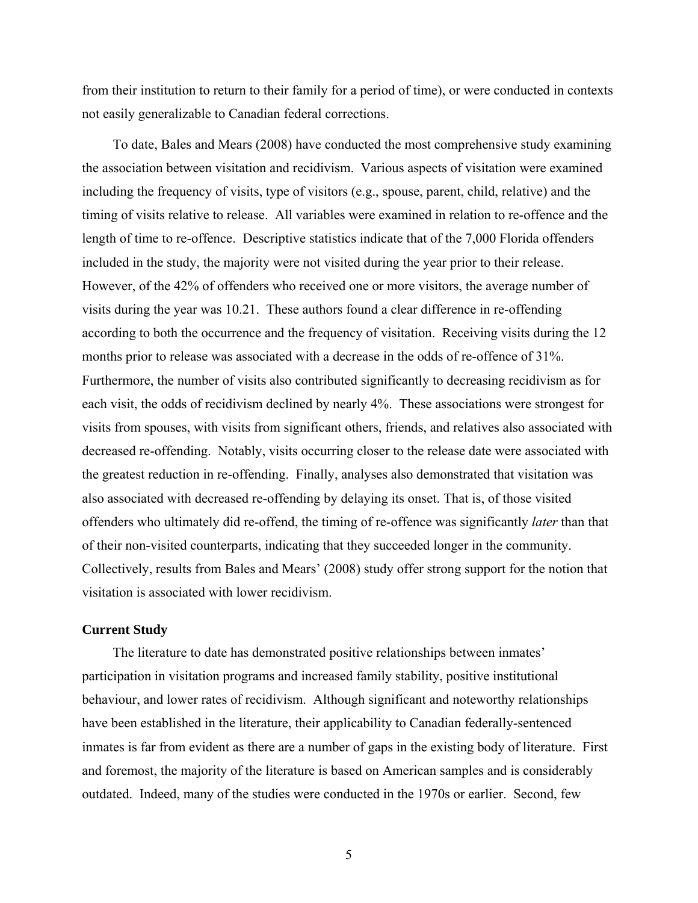from their institution to return to their family for a period of time), or were conducted in contexts not easily generalizable to Canadian federal corrections.

To date, Bales and Mears (2008) have conducted the most comprehensive study examining the association between visitation and recidivism. Various aspects of visitation were examined including the frequency of visits, type of visitors (e.g., spouse, parent, child, relative) and the timing of visits relative to release. All variables were examined in relation to re-offence and the length of time to re-offence. Descriptive statistics indicate that of the 7,000 Florida offenders included in the study, the majority were not visited during the year prior to their release. However, of the 42% of offenders who received one or more visitors, the average number of visits during the year was 10.21. These authors found a clear difference in re-offending according to both the occurrence and the frequency of visitation. Receiving visits during the 12 months prior to release was associated with a decrease in the odds of re-offence of 31%. Furthermore, the number of visits also contributed significantly to decreasing recidivism as for each visit, the odds of recidivism declined by nearly 4%. These associations were strongest for visits from spouses, with visits from significant others, friends, and relatives also associated with decreased re-offending. Notably, visits occurring closer to the release date were associated with the greatest reduction in re-offending. Finally, analyses also demonstrated that visitation was also associated with decreased re-offending by delaying its onset. That is, of those visited offenders who ultimately did re-offend, the timing of re-offence was significantly *later* than that of their non-visited counterparts, indicating that they succeeded longer in the community. Collectively, results from Bales and Mears' (2008) study offer strong support for the notion that visitation is associated with lower recidivism.

### Current Study

The literature to date has demonstrated positive relationships between inmates' participation in visitation programs and increased family stability, positive institutional behaviour, and lower rates of recidivism. Although significant and noteworthy relationships have been established in the literature, their applicability to Canadian federally-sentenced inmates is far from evident as there are a number of gaps in the existing body of literature. First and foremost, the majority of the literature is based on American samples and is considerably outdated. Indeed, many of the studies were conducted in the 1970s or earlier. Second, few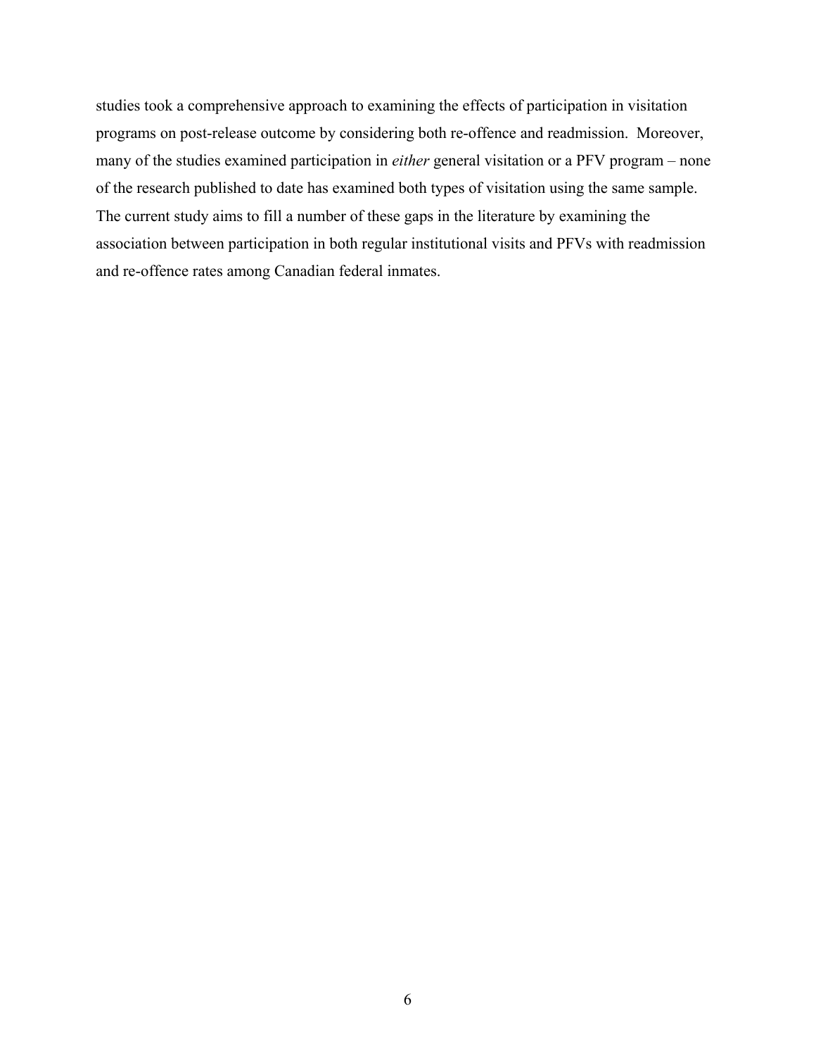studies took a comprehensive approach to examining the effects of participation in visitation programs on post-release outcome by considering both re-offence and readmission. Moreover, many of the studies examined participation in *either* general visitation or a PFV program – none of the research published to date has examined both types of visitation using the same sample. The current study aims to fill a number of these gaps in the literature by examining the association between participation in both regular institutional visits and PFVs with readmission and re-offence rates among Canadian federal inmates.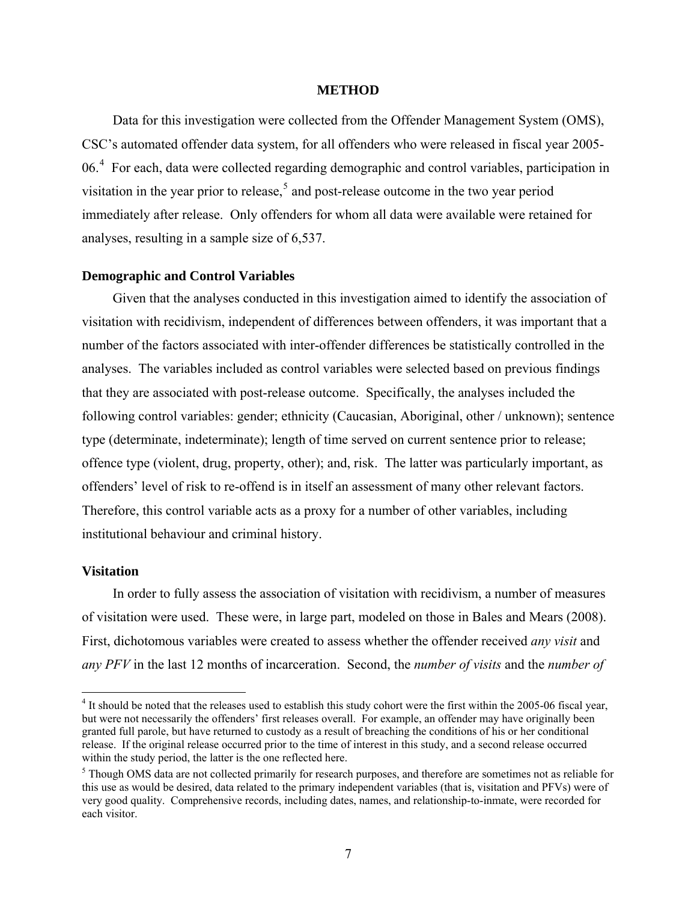## METHOD

Data for this investigation were collected from the Offender Management System (OMS), CSC's automated offender data system, for all offenders who were released in fiscal year 2005-06.[4] For each, data were collected regarding demographic and control variables, participation in visitation in the year prior to release,[5] and post-release outcome in the two year period immediately after release. Only offenders for whom all data were available were retained for analyses, resulting in a sample size of 6,537.

### Demographic and Control Variables

Given that the analyses conducted in this investigation aimed to identify the association of visitation with recidivism, independent of differences between offenders, it was important that a number of the factors associated with inter-offender differences be statistically controlled in the analyses. The variables included as control variables were selected based on previous findings that they are associated with post-release outcome. Specifically, the analyses included the following control variables: gender; ethnicity (Caucasian, Aboriginal, other / unknown); sentence type (determinate, indeterminate); length of time served on current sentence prior to release; offence type (violent, drug, property, other); and, risk. The latter was particularly important, as offenders' level of risk to re-offend is in itself an assessment of many other relevant factors. Therefore, this control variable acts as a proxy for a number of other variables, including institutional behaviour and criminal history.

### Visitation

In order to fully assess the association of visitation with recidivism, a number of measures of visitation were used. These were, in large part, modeled on those in Bales and Mears (2008). First, dichotomous variables were created to assess whether the offender received *any visit* and *any PFV* in the last 12 months of incarceration. Second, the *number of visits* and the *number of*

---

[4] It should be noted that the releases used to establish this study cohort were the first within the 2005-06 fiscal year, but were not necessarily the offenders' first releases overall. For example, an offender may have originally been granted full parole, but have returned to custody as a result of breaching the conditions of his or her conditional release. If the original release occurred prior to the time of interest in this study, and a second release occurred within the study period, the latter is the one reflected here.

[5] Though OMS data are not collected primarily for research purposes, and therefore are sometimes not as reliable for this use as would be desired, data related to the primary independent variables (that is, visitation and PFVs) were of very good quality. Comprehensive records, including dates, names, and relationship-to-inmate, were recorded for each visitor.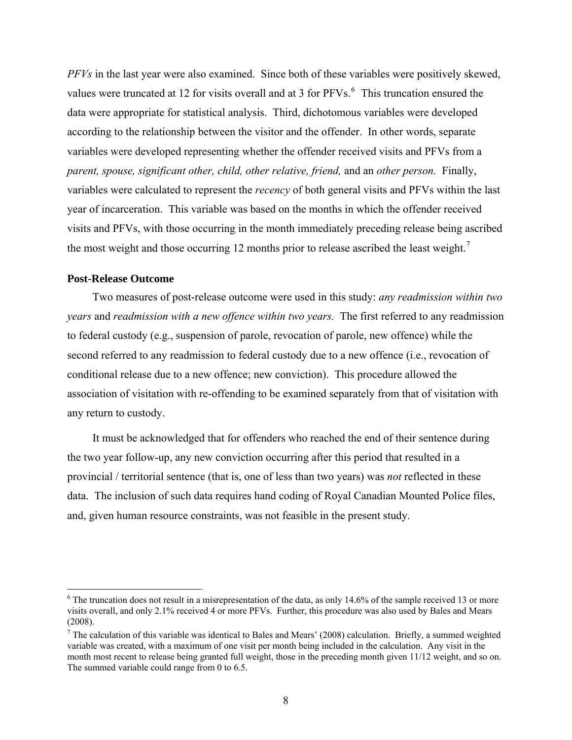*PFVs* in the last year were also examined. Since both of these variables were positively skewed, values were truncated at 12 for visits overall and at 3 for PFVs.[6] This truncation ensured the data were appropriate for statistical analysis. Third, dichotomous variables were developed according to the relationship between the visitor and the offender. In other words, separate variables were developed representing whether the offender received visits and PFVs from a *parent, spouse, significant other, child, other relative, friend,* and an *other person.* Finally, variables were calculated to represent the *recency* of both general visits and PFVs within the last year of incarceration. This variable was based on the months in which the offender received visits and PFVs, with those occurring in the month immediately preceding release being ascribed the most weight and those occurring 12 months prior to release ascribed the least weight.[7]

### Post-Release Outcome

Two measures of post-release outcome were used in this study: *any readmission within two years* and *readmission with a new offence within two years.* The first referred to any readmission to federal custody (e.g., suspension of parole, revocation of parole, new offence) while the second referred to any readmission to federal custody due to a new offence (i.e., revocation of conditional release due to a new offence; new conviction). This procedure allowed the association of visitation with re-offending to be examined separately from that of visitation with any return to custody.

It must be acknowledged that for offenders who reached the end of their sentence during the two year follow-up, any new conviction occurring after this period that resulted in a provincial / territorial sentence (that is, one of less than two years) was *not* reflected in these data. The inclusion of such data requires hand coding of Royal Canadian Mounted Police files, and, given human resource constraints, was not feasible in the present study.

---

[6] The truncation does not result in a misrepresentation of the data, as only 14.6% of the sample received 13 or more visits overall, and only 2.1% received 4 or more PFVs. Further, this procedure was also used by Bales and Mears (2008).

[7] The calculation of this variable was identical to Bales and Mears' (2008) calculation. Briefly, a summed weighted variable was created, with a maximum of one visit per month being included in the calculation. Any visit in the month most recent to release being granted full weight, those in the preceding month given 11/12 weight, and so on. The summed variable could range from 0 to 6.5.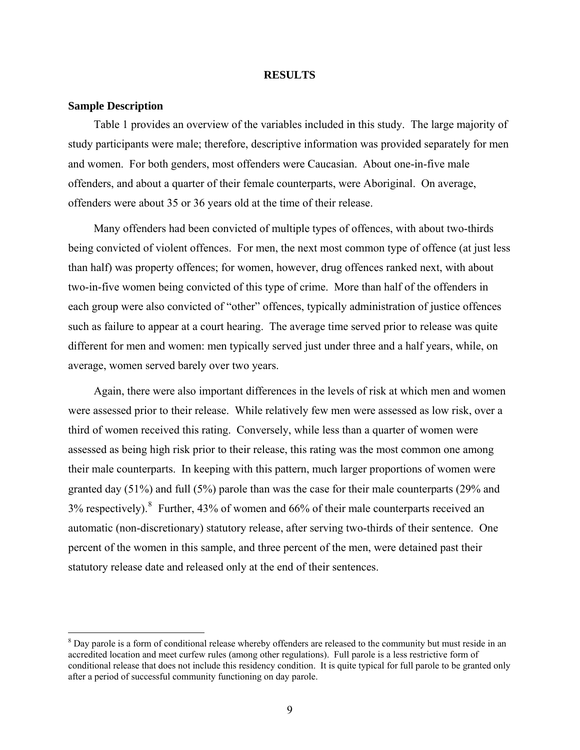## RESULTS

### Sample Description

Table 1 provides an overview of the variables included in this study. The large majority of study participants were male; therefore, descriptive information was provided separately for men and women. For both genders, most offenders were Caucasian. About one-in-five male offenders, and about a quarter of their female counterparts, were Aboriginal. On average, offenders were about 35 or 36 years old at the time of their release.

Many offenders had been convicted of multiple types of offences, with about two-thirds being convicted of violent offences. For men, the next most common type of offence (at just less than half) was property offences; for women, however, drug offences ranked next, with about two-in-five women being convicted of this type of crime. More than half of the offenders in each group were also convicted of "other" offences, typically administration of justice offences such as failure to appear at a court hearing. The average time served prior to release was quite different for men and women: men typically served just under three and a half years, while, on average, women served barely over two years.

Again, there were also important differences in the levels of risk at which men and women were assessed prior to their release. While relatively few men were assessed as low risk, over a third of women received this rating. Conversely, while less than a quarter of women were assessed as being high risk prior to their release, this rating was the most common one among their male counterparts. In keeping with this pattern, much larger proportions of women were granted day (51%) and full (5%) parole than was the case for their male counterparts (29% and 3% respectively).[8] Further, 43% of women and 66% of their male counterparts received an automatic (non-discretionary) statutory release, after serving two-thirds of their sentence. One percent of the women in this sample, and three percent of the men, were detained past their statutory release date and released only at the end of their sentences.

[8] Day parole is a form of conditional release whereby offenders are released to the community but must reside in an accredited location and meet curfew rules (among other regulations). Full parole is a less restrictive form of conditional release that does not include this residency condition. It is quite typical for full parole to be granted only after a period of successful community functioning on day parole.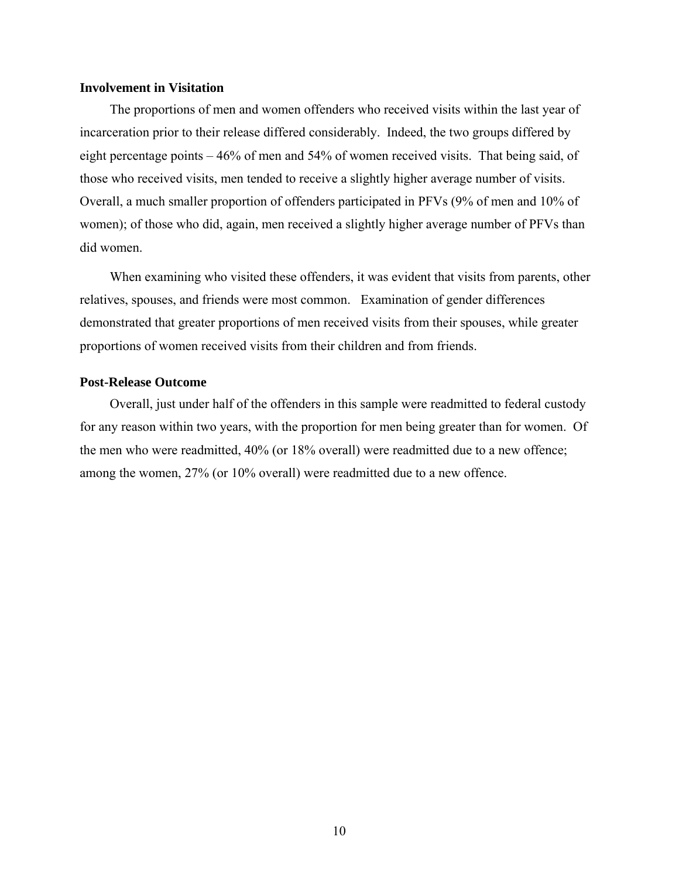### Involvement in Visitation

The proportions of men and women offenders who received visits within the last year of incarceration prior to their release differed considerably. Indeed, the two groups differed by eight percentage points – 46% of men and 54% of women received visits. That being said, of those who received visits, men tended to receive a slightly higher average number of visits. Overall, a much smaller proportion of offenders participated in PFVs (9% of men and 10% of women); of those who did, again, men received a slightly higher average number of PFVs than did women.

When examining who visited these offenders, it was evident that visits from parents, other relatives, spouses, and friends were most common. Examination of gender differences demonstrated that greater proportions of men received visits from their spouses, while greater proportions of women received visits from their children and from friends.

### Post-Release Outcome

Overall, just under half of the offenders in this sample were readmitted to federal custody for any reason within two years, with the proportion for men being greater than for women. Of the men who were readmitted, 40% (or 18% overall) were readmitted due to a new offence; among the women, 27% (or 10% overall) were readmitted due to a new offence.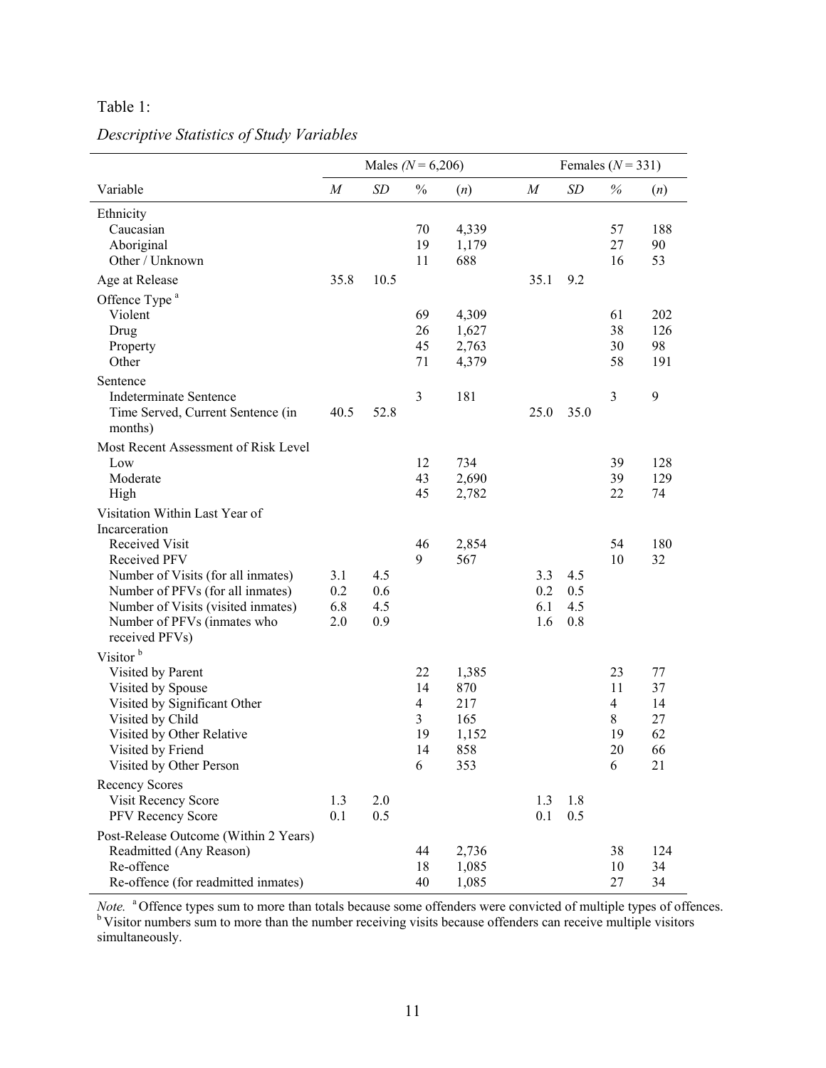Table 1:

*Descriptive Statistics of Study Variables*

| | Males ($N$ = 6,206) | | | | Females ($N$ = 331) | | | |
|---|---|---|---|---|---|---|---|---|
| Variable | $M$ | $SD$ | % | ($n$) | $M$ | $SD$ | % | ($n$) |
| Ethnicity | | | | | | | | |
| Caucasian | | | 70 | 4,339 | | | 57 | 188 |
| Aboriginal | | | 19 | 1,179 | | | 27 | 90 |
| Other / Unknown | | | 11 | 688 | | | 16 | 53 |
| Age at Release | 35.8 | 10.5 | | | 35.1 | 9.2 | | |
| Offence Type [a] | | | | | | | | |
| Violent | | | 69 | 4,309 | | | 61 | 202 |
| Drug | | | 26 | 1,627 | | | 38 | 126 |
| Property | | | 45 | 2,763 | | | 30 | 98 |
| Other | | | 71 | 4,379 | | | 58 | 191 |
| Sentence | | | | | | | | |
| Indeterminate Sentence | | | 3 | 181 | | | 3 | 9 |
| Time Served, Current Sentence (in months) | 40.5 | 52.8 | | | 25.0 | 35.0 | | |
| Most Recent Assessment of Risk Level | | | | | | | | |
| Low | | | 12 | 734 | | | 39 | 128 |
| Moderate | | | 43 | 2,690 | | | 39 | 129 |
| High | | | 45 | 2,782 | | | 22 | 74 |
| Visitation Within Last Year of Incarceration | | | | | | | | |
| Received Visit | | | 46 | 2,854 | | | 54 | 180 |
| Received PFV | | | 9 | 567 | | | 10 | 32 |
| Number of Visits (for all inmates) | 3.1 | 4.5 | | | 3.3 | 4.5 | | |
| Number of PFVs (for all inmates) | 0.2 | 0.6 | | | 0.2 | 0.5 | | |
| Number of Visits (visited inmates) | 6.8 | 4.5 | | | 6.1 | 4.5 | | |
| Number of PFVs (inmates who received PFVs) | 2.0 | 0.9 | | | 1.6 | 0.8 | | |
| Visitor [b] | | | | | | | | |
| Visited by Parent | | | 22 | 1,385 | | | 23 | 77 |
| Visited by Spouse | | | 14 | 870 | | | 11 | 37 |
| Visited by Significant Other | | | 4 | 217 | | | 4 | 14 |
| Visited by Child | | | 3 | 165 | | | 8 | 27 |
| Visited by Other Relative | | | 19 | 1,152 | | | 19 | 62 |
| Visited by Friend | | | 14 | 858 | | | 20 | 66 |
| Visited by Other Person | | | 6 | 353 | | | 6 | 21 |
| Recency Scores | | | | | | | | |
| Visit Recency Score | 1.3 | 2.0 | | | 1.3 | 1.8 | | |
| PFV Recency Score | 0.1 | 0.5 | | | 0.1 | 0.5 | | |
| Post-Release Outcome (Within 2 Years) | | | | | | | | |
| Readmitted (Any Reason) | | | 44 | 2,736 | | | 38 | 124 |
| Re-offence | | | 18 | 1,085 | | | 10 | 34 |
| Re-offence (for readmitted inmates) | | | 40 | 1,085 | | | 27 | 34 |

*Note.* [a] Offence types sum to more than totals because some offenders were convicted of multiple types of offences. [b] Visitor numbers sum to more than the number receiving visits because offenders can receive multiple visitors simultaneously.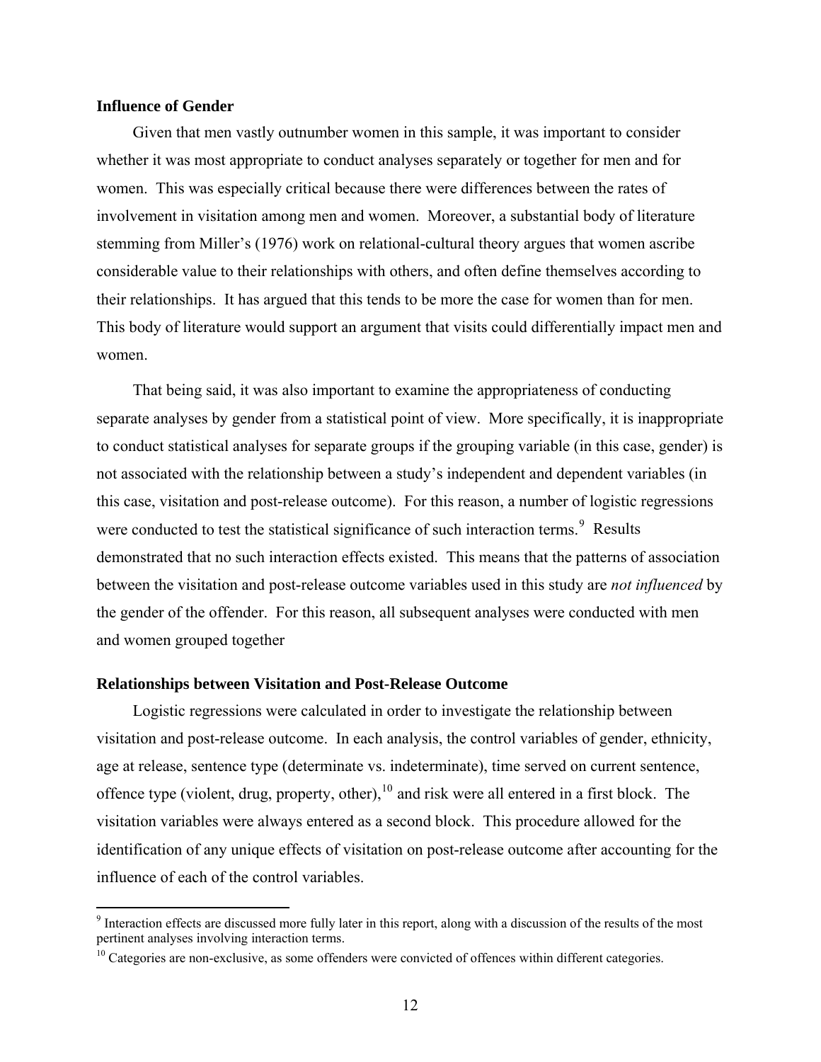### Influence of Gender

Given that men vastly outnumber women in this sample, it was important to consider whether it was most appropriate to conduct analyses separately or together for men and for women. This was especially critical because there were differences between the rates of involvement in visitation among men and women. Moreover, a substantial body of literature stemming from Miller's (1976) work on relational-cultural theory argues that women ascribe considerable value to their relationships with others, and often define themselves according to their relationships. It has argued that this tends to be more the case for women than for men. This body of literature would support an argument that visits could differentially impact men and women.

That being said, it was also important to examine the appropriateness of conducting separate analyses by gender from a statistical point of view. More specifically, it is inappropriate to conduct statistical analyses for separate groups if the grouping variable (in this case, gender) is not associated with the relationship between a study's independent and dependent variables (in this case, visitation and post-release outcome). For this reason, a number of logistic regressions were conducted to test the statistical significance of such interaction terms.[9] Results demonstrated that no such interaction effects existed. This means that the patterns of association between the visitation and post-release outcome variables used in this study are *not influenced* by the gender of the offender. For this reason, all subsequent analyses were conducted with men and women grouped together

### Relationships between Visitation and Post-Release Outcome

Logistic regressions were calculated in order to investigate the relationship between visitation and post-release outcome. In each analysis, the control variables of gender, ethnicity, age at release, sentence type (determinate vs. indeterminate), time served on current sentence, offence type (violent, drug, property, other),[10] and risk were all entered in a first block. The visitation variables were always entered as a second block. This procedure allowed for the identification of any unique effects of visitation on post-release outcome after accounting for the influence of each of the control variables.

[9] Interaction effects are discussed more fully later in this report, along with a discussion of the results of the most pertinent analyses involving interaction terms.

[10] Categories are non-exclusive, as some offenders were convicted of offences within different categories.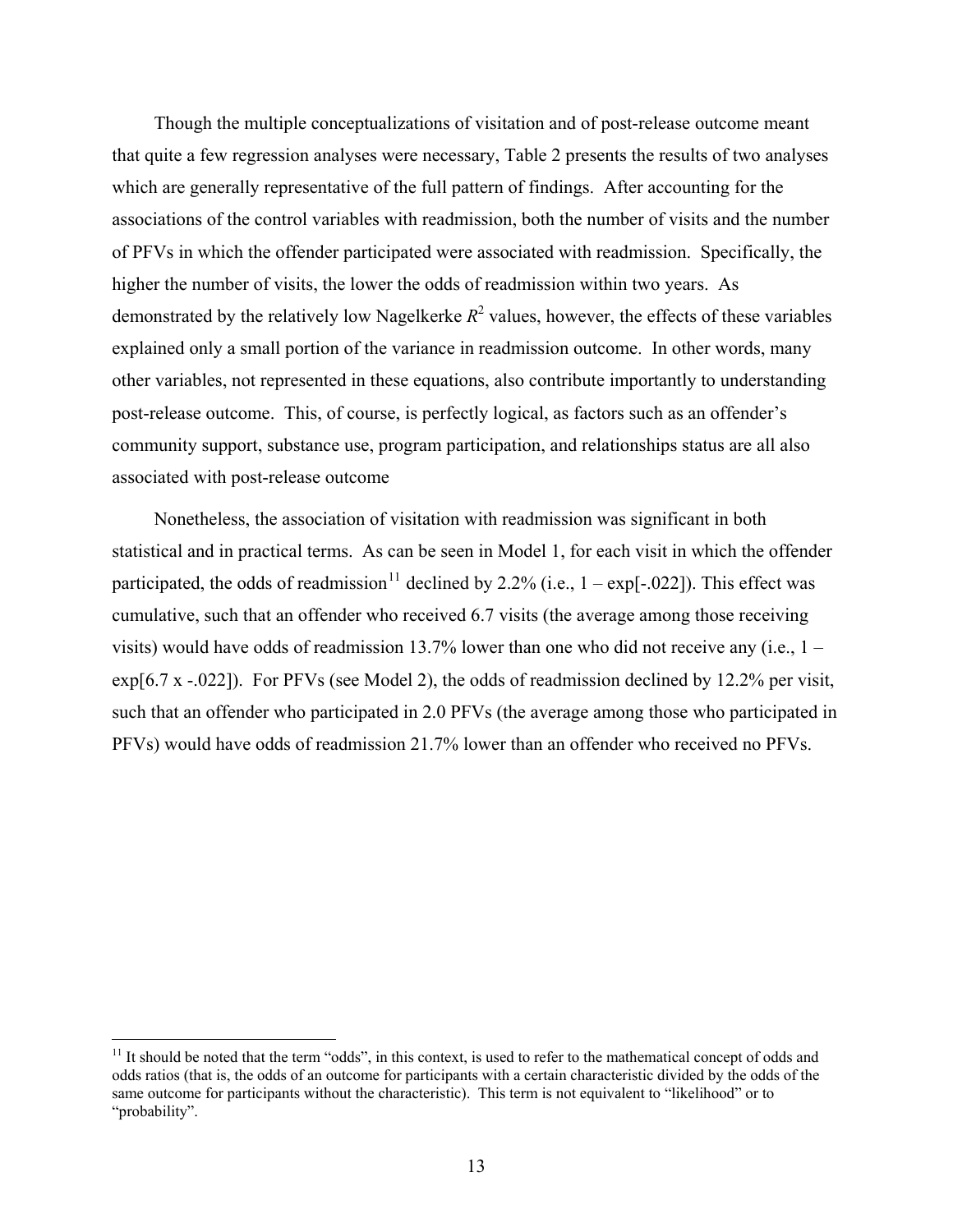Though the multiple conceptualizations of visitation and of post-release outcome meant that quite a few regression analyses were necessary, Table 2 presents the results of two analyses which are generally representative of the full pattern of findings. After accounting for the associations of the control variables with readmission, both the number of visits and the number of PFVs in which the offender participated were associated with readmission. Specifically, the higher the number of visits, the lower the odds of readmission within two years. As demonstrated by the relatively low Nagelkerke $R^2$ values, however, the effects of these variables explained only a small portion of the variance in readmission outcome. In other words, many other variables, not represented in these equations, also contribute importantly to understanding post-release outcome. This, of course, is perfectly logical, as factors such as an offender's community support, substance use, program participation, and relationships status are all also associated with post-release outcome

Nonetheless, the association of visitation with readmission was significant in both statistical and in practical terms. As can be seen in Model 1, for each visit in which the offender participated, the odds of readmission[11] declined by 2.2% (i.e., 1 – exp[-.022]). This effect was cumulative, such that an offender who received 6.7 visits (the average among those receiving visits) would have odds of readmission 13.7% lower than one who did not receive any (i.e., 1 – exp[6.7 x -.022]). For PFVs (see Model 2), the odds of readmission declined by 12.2% per visit, such that an offender who participated in 2.0 PFVs (the average among those who participated in PFVs) would have odds of readmission 21.7% lower than an offender who received no PFVs.

---

[11] It should be noted that the term "odds", in this context, is used to refer to the mathematical concept of odds and odds ratios (that is, the odds of an outcome for participants with a certain characteristic divided by the odds of the same outcome for participants without the characteristic). This term is not equivalent to "likelihood" or to "probability".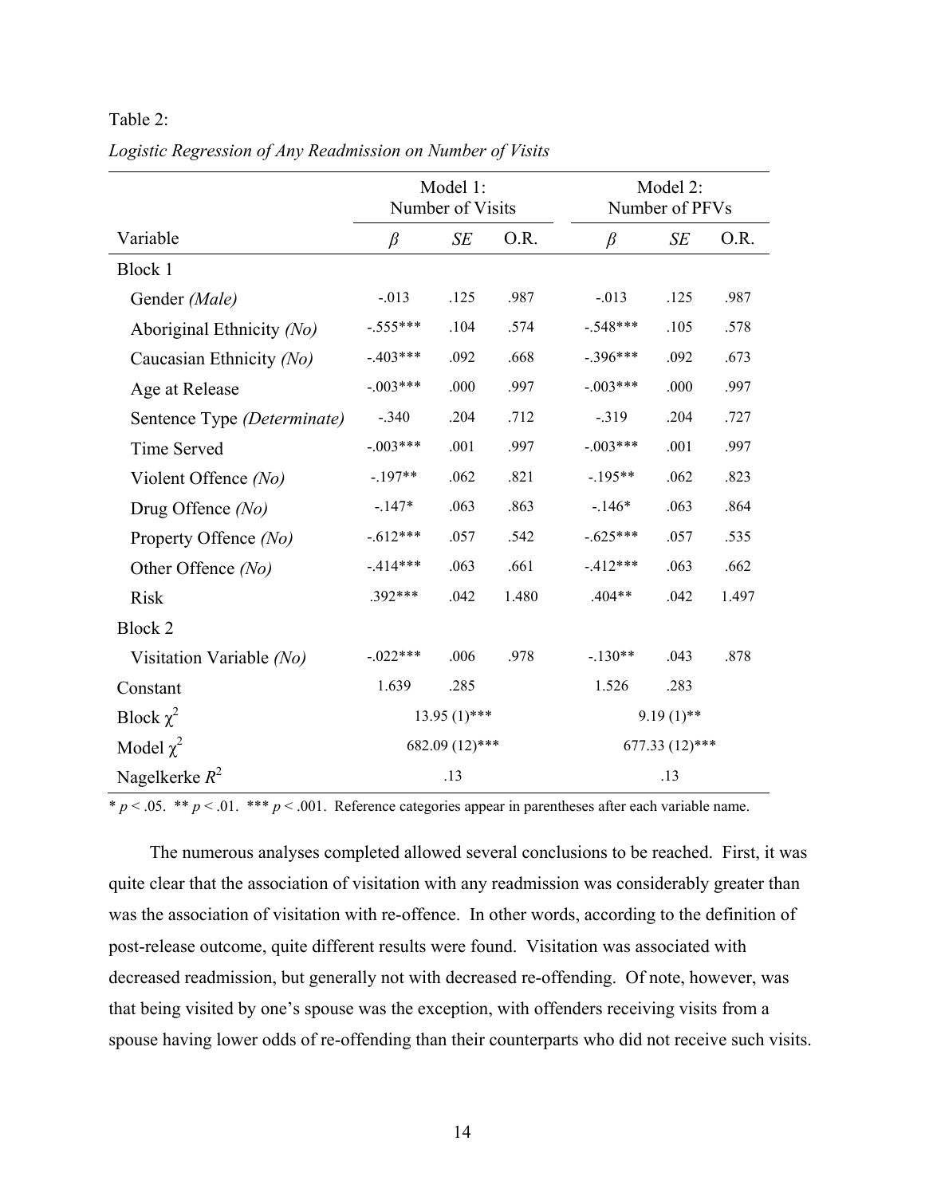Table 2:

*Logistic Regression of Any Readmission on Number of Visits*

| | Model 1: Number of Visits | | | Model 2: Number of PFVs | | |
|---|---|---|---|---|---|---|
| Variable | $\beta$ | *SE* | O.R. | $\beta$ | *SE* | O.R. |
| Block 1 | | | | | | |
| Gender *(Male)* | -.013 | .125 | .987 | -.013 | .125 | .987 |
| Aboriginal Ethnicity *(No)* | -.555*** | .104 | .574 | -.548*** | .105 | .578 |
| Caucasian Ethnicity *(No)* | -.403*** | .092 | .668 | -.396*** | .092 | .673 |
| Age at Release | -.003*** | .000 | .997 | -.003*** | .000 | .997 |
| Sentence Type *(Determinate)* | -.340 | .204 | .712 | -.319 | .204 | .727 |
| Time Served | -.003*** | .001 | .997 | -.003*** | .001 | .997 |
| Violent Offence *(No)* | -.197** | .062 | .821 | -.195** | .062 | .823 |
| Drug Offence *(No)* | -.147* | .063 | .863 | -.146* | .063 | .864 |
| Property Offence *(No)* | -.612*** | .057 | .542 | -.625*** | .057 | .535 |
| Other Offence *(No)* | -.414*** | .063 | .661 | -.412*** | .063 | .662 |
| Risk | .392*** | .042 | 1.480 | .404** | .042 | 1.497 |
| Block 2 | | | | | | |
| Visitation Variable *(No)* | -.022*** | .006 | .978 | -.130** | .043 | .878 |
| Constant | 1.639 | .285 | | 1.526 | .283 | |
| Block $\chi^2$ | 13.95 (1)*** | | | 9.19 (1)** | | |
| Model $\chi^2$ | 682.09 (12)*** | | | 677.33 (12)*** | | |
| Nagelkerke $R^2$ | .13 | | | .13 | | |

* $p < .05$. ** $p < .01$. *** $p < .001$. Reference categories appear in parentheses after each variable name.

The numerous analyses completed allowed several conclusions to be reached. First, it was quite clear that the association of visitation with any readmission was considerably greater than was the association of visitation with re-offence. In other words, according to the definition of post-release outcome, quite different results were found. Visitation was associated with decreased readmission, but generally not with decreased re-offending. Of note, however, was that being visited by one's spouse was the exception, with offenders receiving visits from a spouse having lower odds of re-offending than their counterparts who did not receive such visits.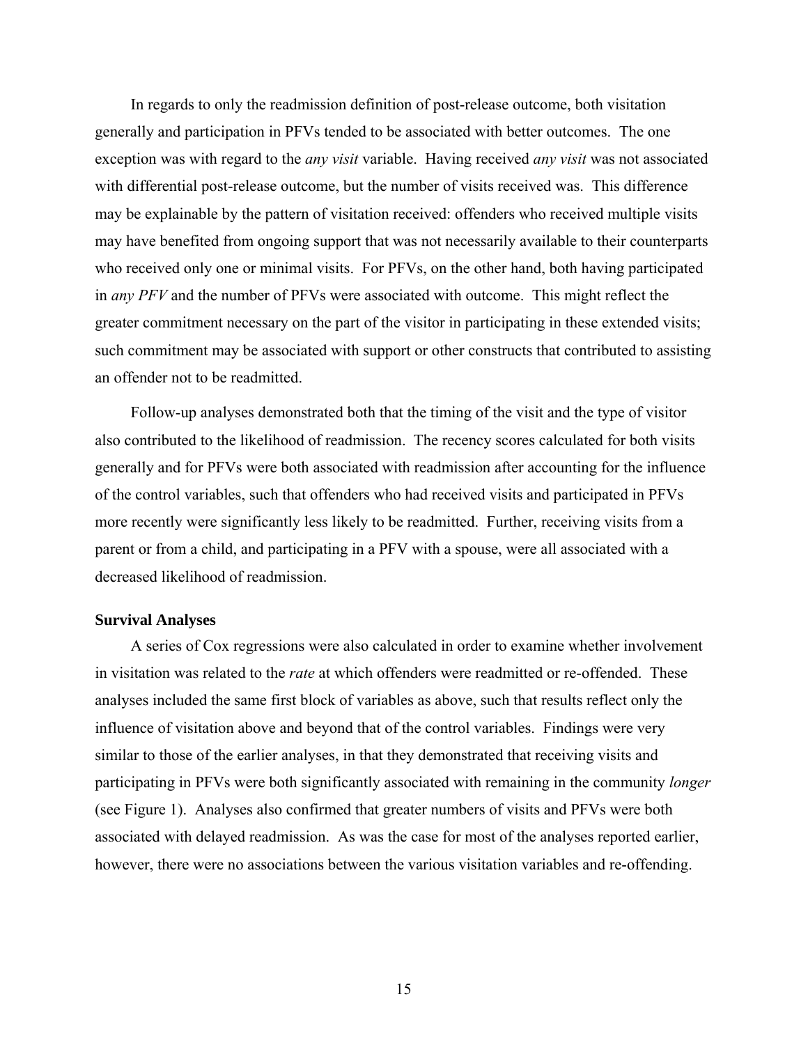In regards to only the readmission definition of post-release outcome, both visitation generally and participation in PFVs tended to be associated with better outcomes. The one exception was with regard to the *any visit* variable. Having received *any visit* was not associated with differential post-release outcome, but the number of visits received was. This difference may be explainable by the pattern of visitation received: offenders who received multiple visits may have benefited from ongoing support that was not necessarily available to their counterparts who received only one or minimal visits. For PFVs, on the other hand, both having participated in *any PFV* and the number of PFVs were associated with outcome. This might reflect the greater commitment necessary on the part of the visitor in participating in these extended visits; such commitment may be associated with support or other constructs that contributed to assisting an offender not to be readmitted.

Follow-up analyses demonstrated both that the timing of the visit and the type of visitor also contributed to the likelihood of readmission. The recency scores calculated for both visits generally and for PFVs were both associated with readmission after accounting for the influence of the control variables, such that offenders who had received visits and participated in PFVs more recently were significantly less likely to be readmitted. Further, receiving visits from a parent or from a child, and participating in a PFV with a spouse, were all associated with a decreased likelihood of readmission.

**Survival Analyses**

A series of Cox regressions were also calculated in order to examine whether involvement in visitation was related to the *rate* at which offenders were readmitted or re-offended. These analyses included the same first block of variables as above, such that results reflect only the influence of visitation above and beyond that of the control variables. Findings were very similar to those of the earlier analyses, in that they demonstrated that receiving visits and participating in PFVs were both significantly associated with remaining in the community *longer* (see Figure 1). Analyses also confirmed that greater numbers of visits and PFVs were both associated with delayed readmission. As was the case for most of the analyses reported earlier, however, there were no associations between the various visitation variables and re-offending.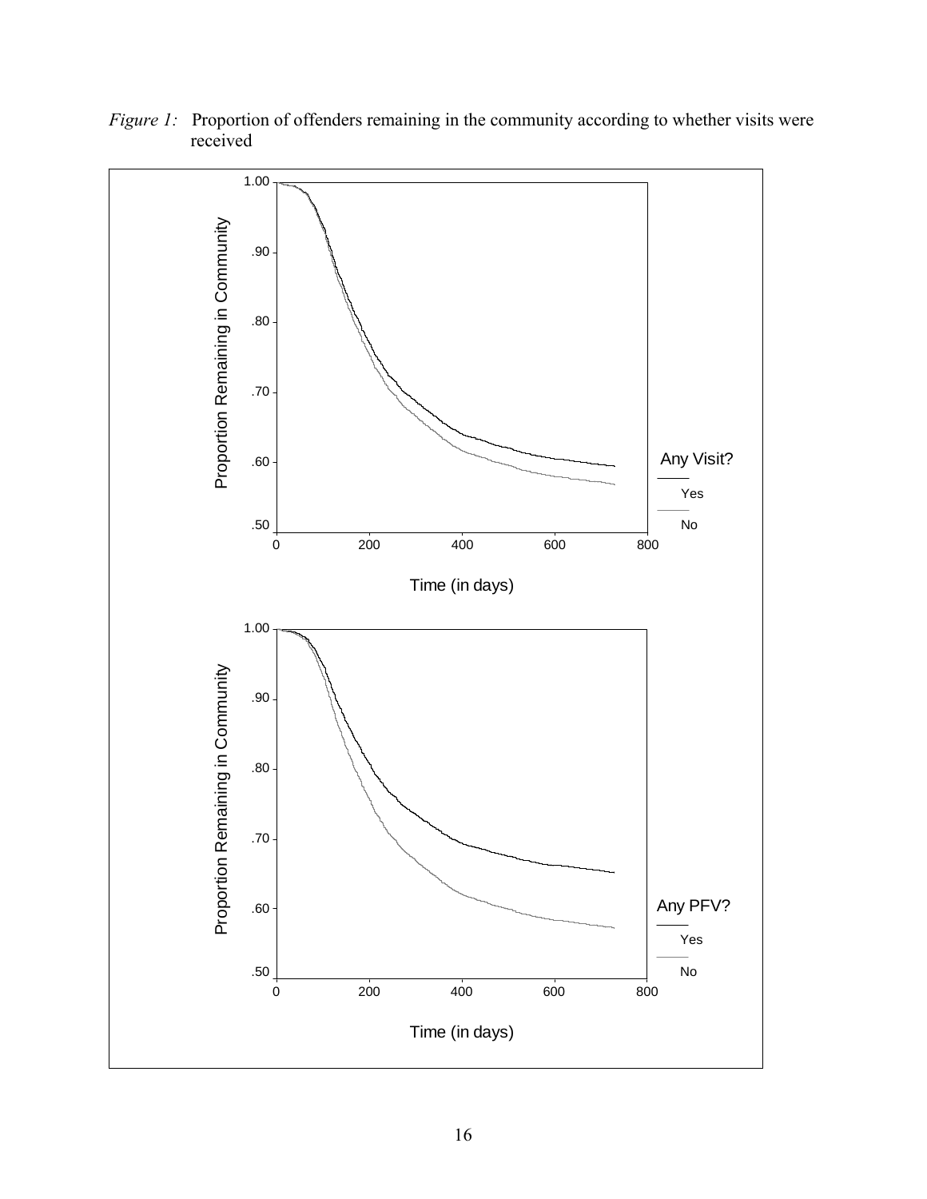*Figure 1:* Proportion of offenders remaining in the community according to whether visits were received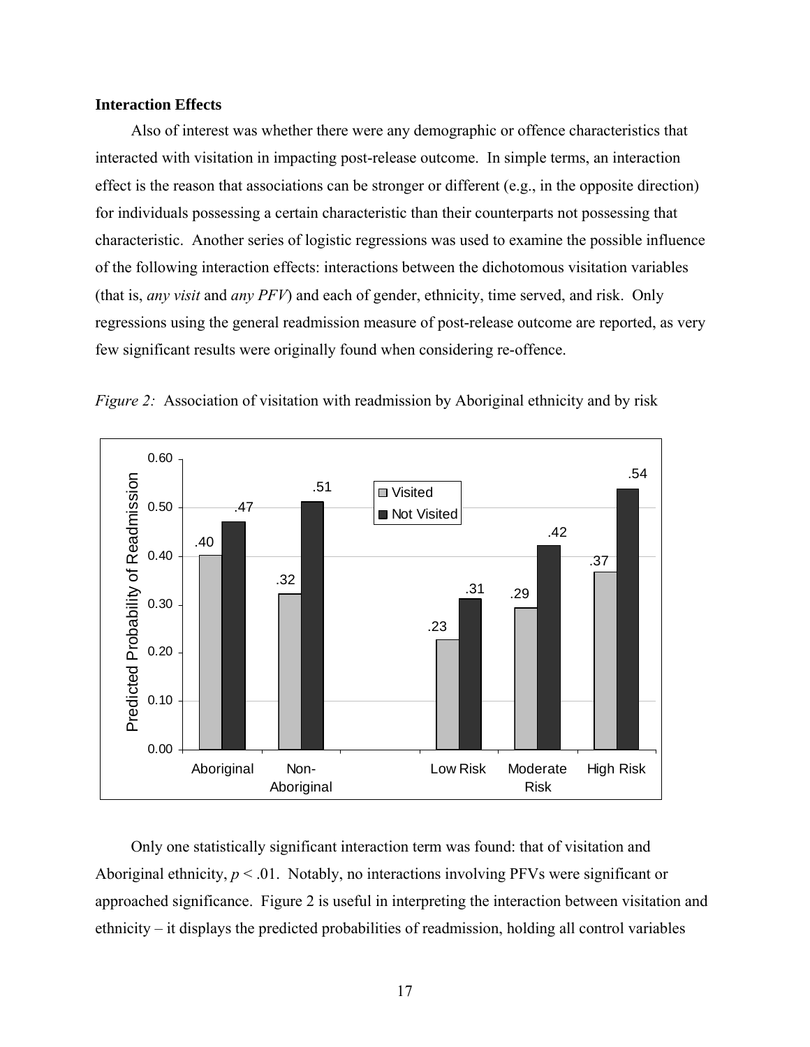**Interaction Effects**

Also of interest was whether there were any demographic or offence characteristics that interacted with visitation in impacting post-release outcome. In simple terms, an interaction effect is the reason that associations can be stronger or different (e.g., in the opposite direction) for individuals possessing a certain characteristic than their counterparts not possessing that characteristic. Another series of logistic regressions was used to examine the possible influence of the following interaction effects: interactions between the dichotomous visitation variables (that is, *any visit* and *any PFV*) and each of gender, ethnicity, time served, and risk. Only regressions using the general readmission measure of post-release outcome are reported, as very few significant results were originally found when considering re-offence.

*Figure 2:* Association of visitation with readmission by Aboriginal ethnicity and by risk

| Group | Visited | Not Visited |
|---|---|---|
| Aboriginal | .40 | .47 |
| Non-Aboriginal | .32 | .51 |
| Low Risk | .23 | .31 |
| Moderate Risk | .29 | .42 |
| High Risk | .37 | .54 |

Only one statistically significant interaction term was found: that of visitation and Aboriginal ethnicity, $p < .01$. Notably, no interactions involving PFVs were significant or approached significance. Figure 2 is useful in interpreting the interaction between visitation and ethnicity – it displays the predicted probabilities of readmission, holding all control variables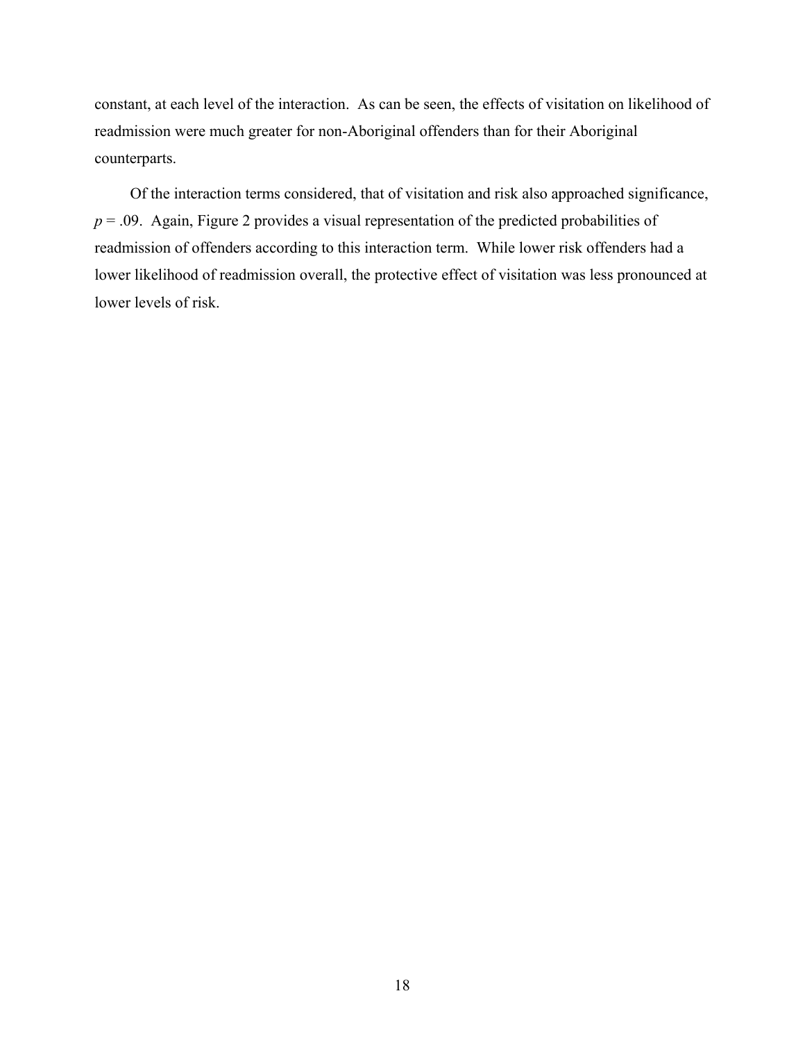constant, at each level of the interaction. As can be seen, the effects of visitation on likelihood of readmission were much greater for non-Aboriginal offenders than for their Aboriginal counterparts.

Of the interaction terms considered, that of visitation and risk also approached significance, $p = .09$. Again, Figure 2 provides a visual representation of the predicted probabilities of readmission of offenders according to this interaction term. While lower risk offenders had a lower likelihood of readmission overall, the protective effect of visitation was less pronounced at lower levels of risk.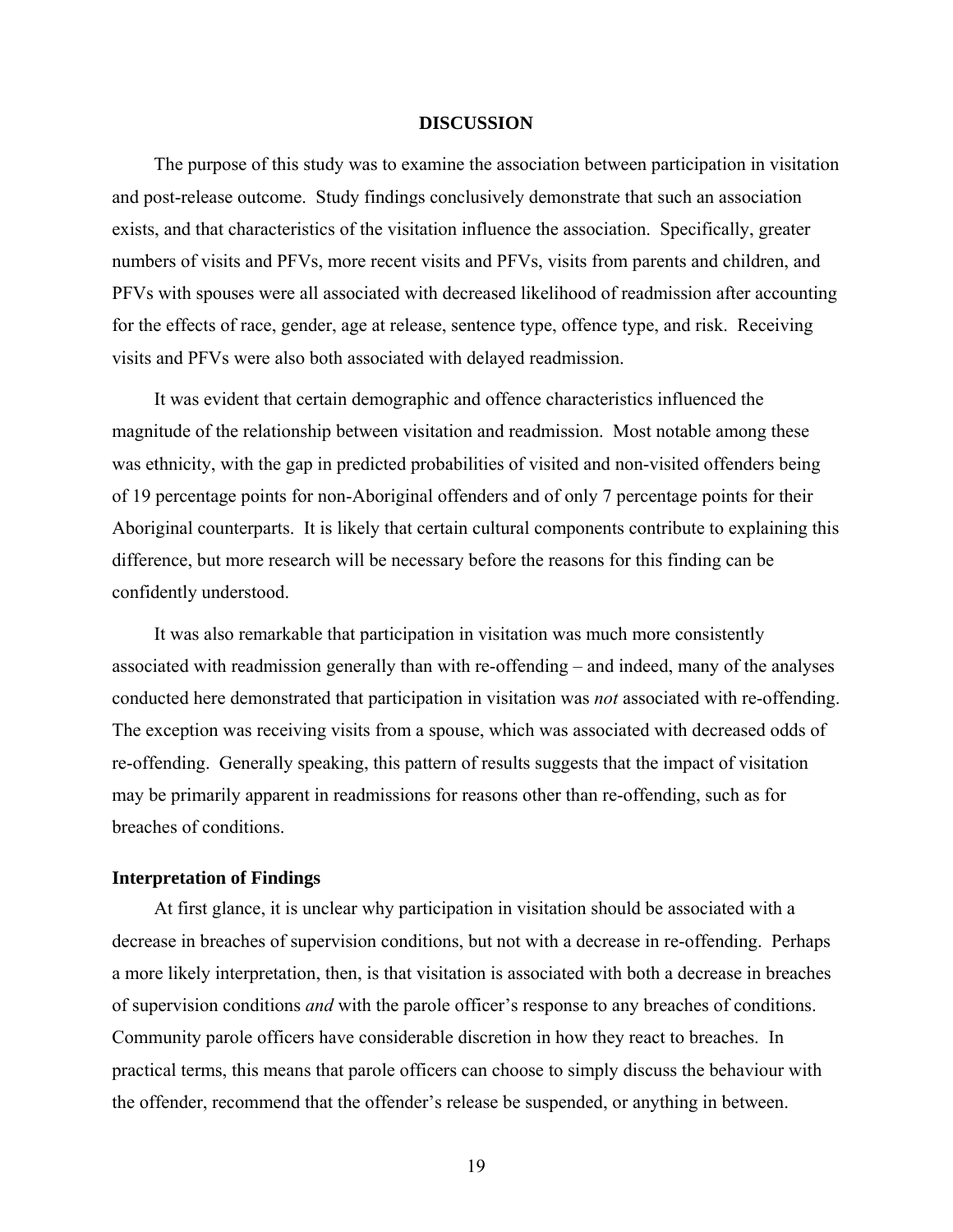## DISCUSSION

The purpose of this study was to examine the association between participation in visitation and post-release outcome. Study findings conclusively demonstrate that such an association exists, and that characteristics of the visitation influence the association. Specifically, greater numbers of visits and PFVs, more recent visits and PFVs, visits from parents and children, and PFVs with spouses were all associated with decreased likelihood of readmission after accounting for the effects of race, gender, age at release, sentence type, offence type, and risk. Receiving visits and PFVs were also both associated with delayed readmission.

It was evident that certain demographic and offence characteristics influenced the magnitude of the relationship between visitation and readmission. Most notable among these was ethnicity, with the gap in predicted probabilities of visited and non-visited offenders being of 19 percentage points for non-Aboriginal offenders and of only 7 percentage points for their Aboriginal counterparts. It is likely that certain cultural components contribute to explaining this difference, but more research will be necessary before the reasons for this finding can be confidently understood.

It was also remarkable that participation in visitation was much more consistently associated with readmission generally than with re-offending – and indeed, many of the analyses conducted here demonstrated that participation in visitation was *not* associated with re-offending. The exception was receiving visits from a spouse, which was associated with decreased odds of re-offending. Generally speaking, this pattern of results suggests that the impact of visitation may be primarily apparent in readmissions for reasons other than re-offending, such as for breaches of conditions.

### Interpretation of Findings

At first glance, it is unclear why participation in visitation should be associated with a decrease in breaches of supervision conditions, but not with a decrease in re-offending. Perhaps a more likely interpretation, then, is that visitation is associated with both a decrease in breaches of supervision conditions *and* with the parole officer's response to any breaches of conditions. Community parole officers have considerable discretion in how they react to breaches. In practical terms, this means that parole officers can choose to simply discuss the behaviour with the offender, recommend that the offender's release be suspended, or anything in between.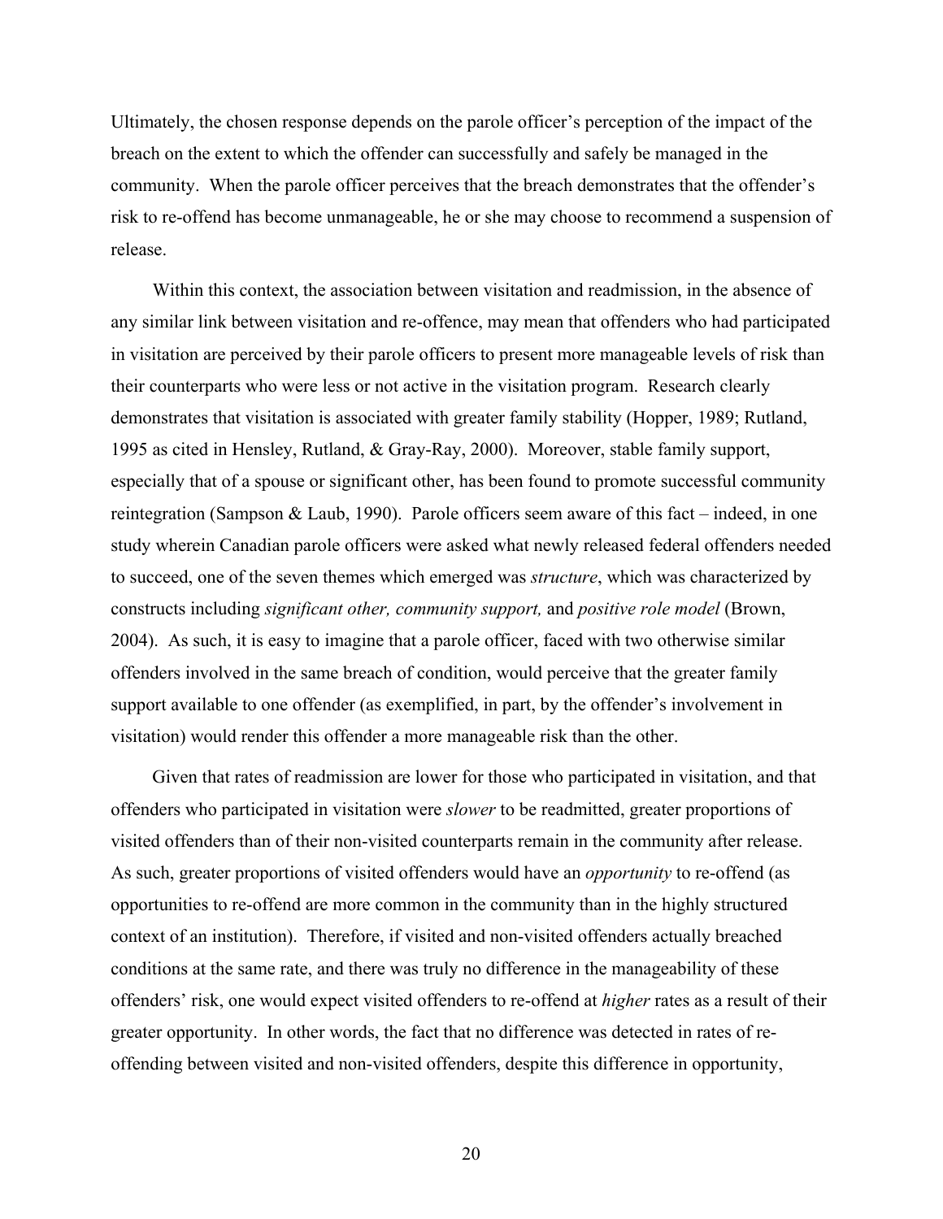Ultimately, the chosen response depends on the parole officer's perception of the impact of the breach on the extent to which the offender can successfully and safely be managed in the community. When the parole officer perceives that the breach demonstrates that the offender's risk to re-offend has become unmanageable, he or she may choose to recommend a suspension of release.

Within this context, the association between visitation and readmission, in the absence of any similar link between visitation and re-offence, may mean that offenders who had participated in visitation are perceived by their parole officers to present more manageable levels of risk than their counterparts who were less or not active in the visitation program. Research clearly demonstrates that visitation is associated with greater family stability (Hopper, 1989; Rutland, 1995 as cited in Hensley, Rutland, & Gray-Ray, 2000). Moreover, stable family support, especially that of a spouse or significant other, has been found to promote successful community reintegration (Sampson & Laub, 1990). Parole officers seem aware of this fact – indeed, in one study wherein Canadian parole officers were asked what newly released federal offenders needed to succeed, one of the seven themes which emerged was *structure*, which was characterized by constructs including *significant other, community support,* and *positive role model* (Brown, 2004). As such, it is easy to imagine that a parole officer, faced with two otherwise similar offenders involved in the same breach of condition, would perceive that the greater family support available to one offender (as exemplified, in part, by the offender's involvement in visitation) would render this offender a more manageable risk than the other.

Given that rates of readmission are lower for those who participated in visitation, and that offenders who participated in visitation were *slower* to be readmitted, greater proportions of visited offenders than of their non-visited counterparts remain in the community after release. As such, greater proportions of visited offenders would have an *opportunity* to re-offend (as opportunities to re-offend are more common in the community than in the highly structured context of an institution). Therefore, if visited and non-visited offenders actually breached conditions at the same rate, and there was truly no difference in the manageability of these offenders' risk, one would expect visited offenders to re-offend at *higher* rates as a result of their greater opportunity. In other words, the fact that no difference was detected in rates of re-offending between visited and non-visited offenders, despite this difference in opportunity,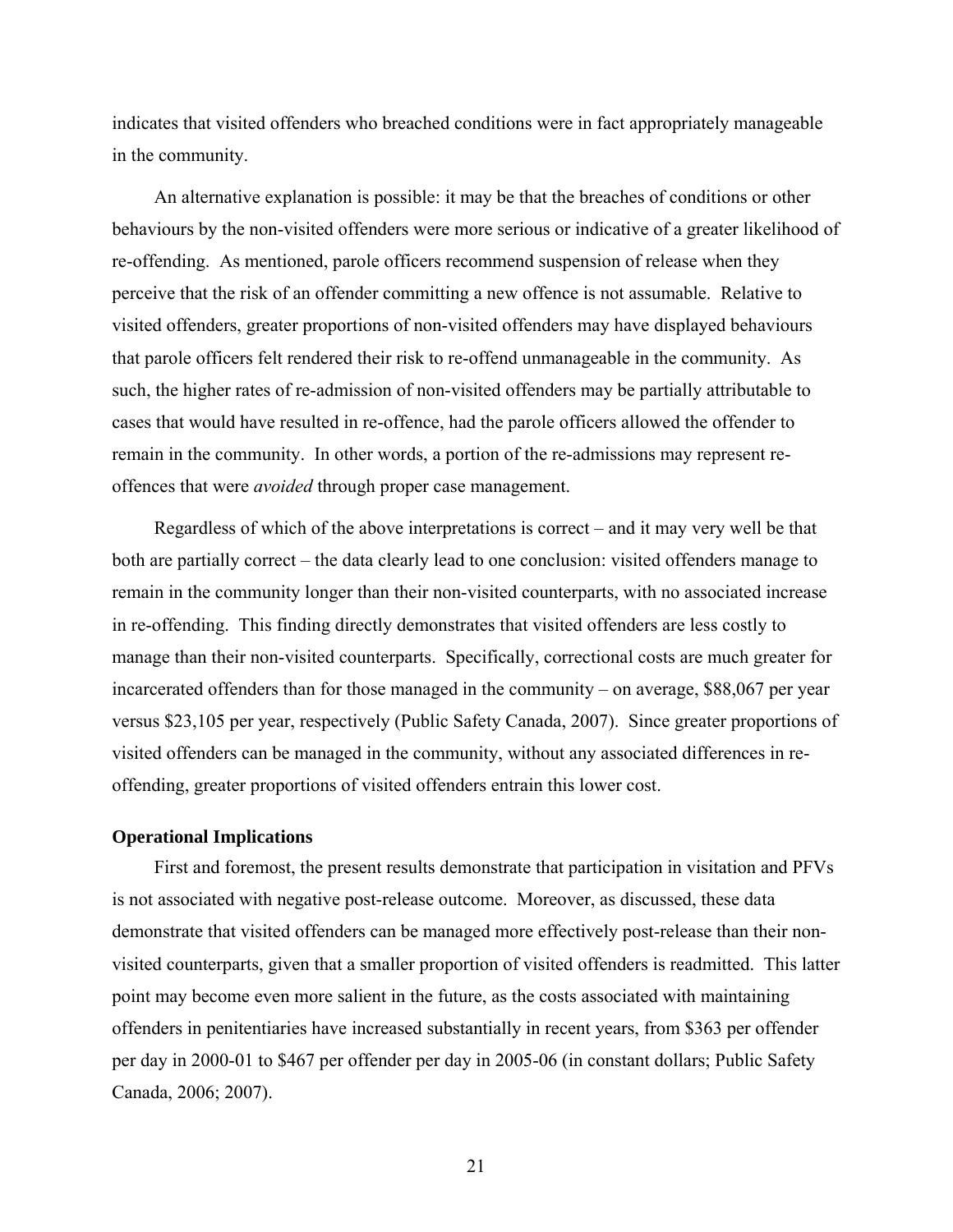indicates that visited offenders who breached conditions were in fact appropriately manageable in the community.

An alternative explanation is possible: it may be that the breaches of conditions or other behaviours by the non-visited offenders were more serious or indicative of a greater likelihood of re-offending. As mentioned, parole officers recommend suspension of release when they perceive that the risk of an offender committing a new offence is not assumable. Relative to visited offenders, greater proportions of non-visited offenders may have displayed behaviours that parole officers felt rendered their risk to re-offend unmanageable in the community. As such, the higher rates of re-admission of non-visited offenders may be partially attributable to cases that would have resulted in re-offence, had the parole officers allowed the offender to remain in the community. In other words, a portion of the re-admissions may represent re-offences that were *avoided* through proper case management.

Regardless of which of the above interpretations is correct – and it may very well be that both are partially correct – the data clearly lead to one conclusion: visited offenders manage to remain in the community longer than their non-visited counterparts, with no associated increase in re-offending. This finding directly demonstrates that visited offenders are less costly to manage than their non-visited counterparts. Specifically, correctional costs are much greater for incarcerated offenders than for those managed in the community – on average, $88,067 per year versus $23,105 per year, respectively (Public Safety Canada, 2007). Since greater proportions of visited offenders can be managed in the community, without any associated differences in re-offending, greater proportions of visited offenders entrain this lower cost.

**Operational Implications**

First and foremost, the present results demonstrate that participation in visitation and PFVs is not associated with negative post-release outcome. Moreover, as discussed, these data demonstrate that visited offenders can be managed more effectively post-release than their non-visited counterparts, given that a smaller proportion of visited offenders is readmitted. This latter point may become even more salient in the future, as the costs associated with maintaining offenders in penitentiaries have increased substantially in recent years, from $363 per offender per day in 2000-01 to $467 per offender per day in 2005-06 (in constant dollars; Public Safety Canada, 2006; 2007).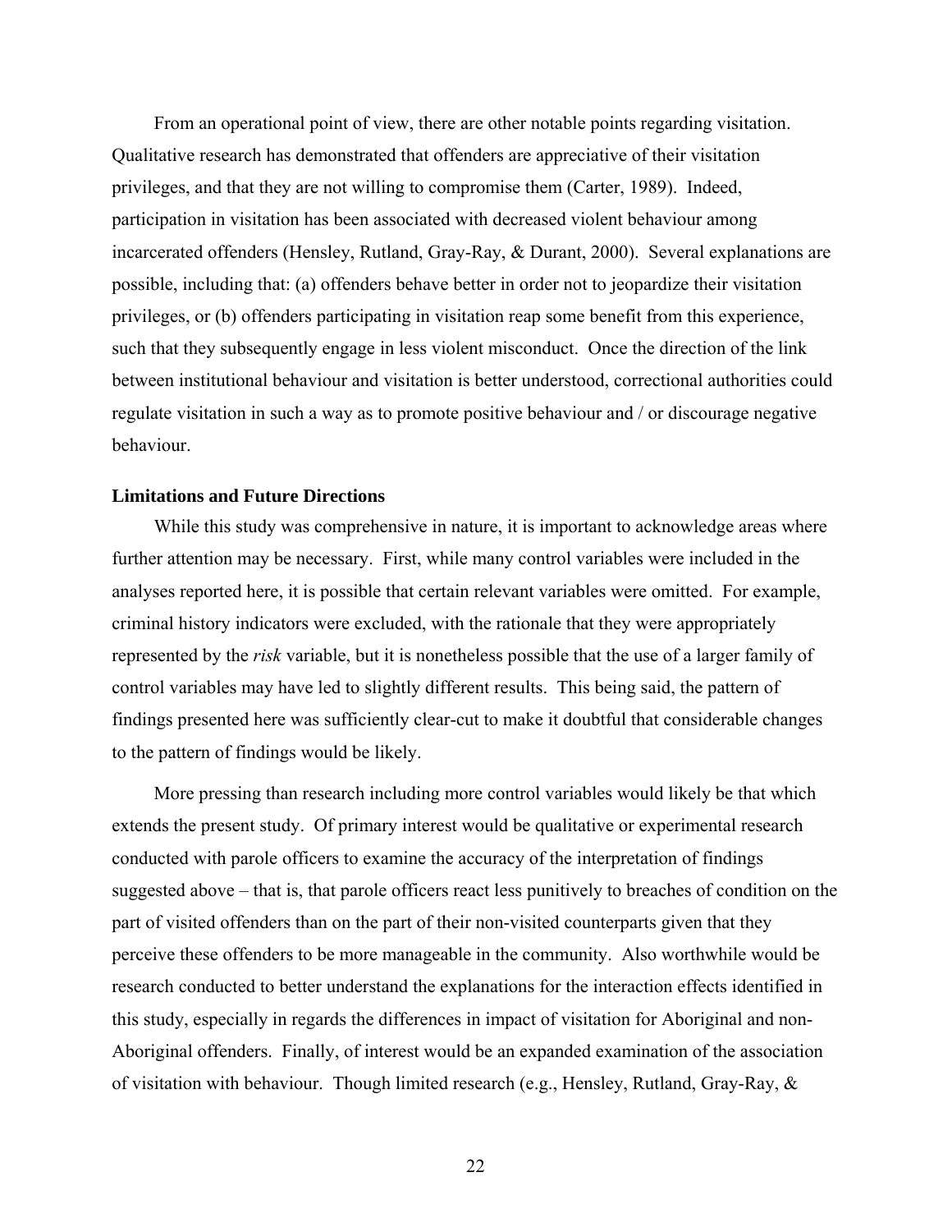From an operational point of view, there are other notable points regarding visitation. Qualitative research has demonstrated that offenders are appreciative of their visitation privileges, and that they are not willing to compromise them (Carter, 1989). Indeed, participation in visitation has been associated with decreased violent behaviour among incarcerated offenders (Hensley, Rutland, Gray-Ray, & Durant, 2000). Several explanations are possible, including that: (a) offenders behave better in order not to jeopardize their visitation privileges, or (b) offenders participating in visitation reap some benefit from this experience, such that they subsequently engage in less violent misconduct. Once the direction of the link between institutional behaviour and visitation is better understood, correctional authorities could regulate visitation in such a way as to promote positive behaviour and / or discourage negative behaviour.

**Limitations and Future Directions**

While this study was comprehensive in nature, it is important to acknowledge areas where further attention may be necessary. First, while many control variables were included in the analyses reported here, it is possible that certain relevant variables were omitted. For example, criminal history indicators were excluded, with the rationale that they were appropriately represented by the *risk* variable, but it is nonetheless possible that the use of a larger family of control variables may have led to slightly different results. This being said, the pattern of findings presented here was sufficiently clear-cut to make it doubtful that considerable changes to the pattern of findings would be likely.

More pressing than research including more control variables would likely be that which extends the present study. Of primary interest would be qualitative or experimental research conducted with parole officers to examine the accuracy of the interpretation of findings suggested above – that is, that parole officers react less punitively to breaches of condition on the part of visited offenders than on the part of their non-visited counterparts given that they perceive these offenders to be more manageable in the community. Also worthwhile would be research conducted to better understand the explanations for the interaction effects identified in this study, especially in regards the differences in impact of visitation for Aboriginal and non-Aboriginal offenders. Finally, of interest would be an expanded examination of the association of visitation with behaviour. Though limited research (e.g., Hensley, Rutland, Gray-Ray, &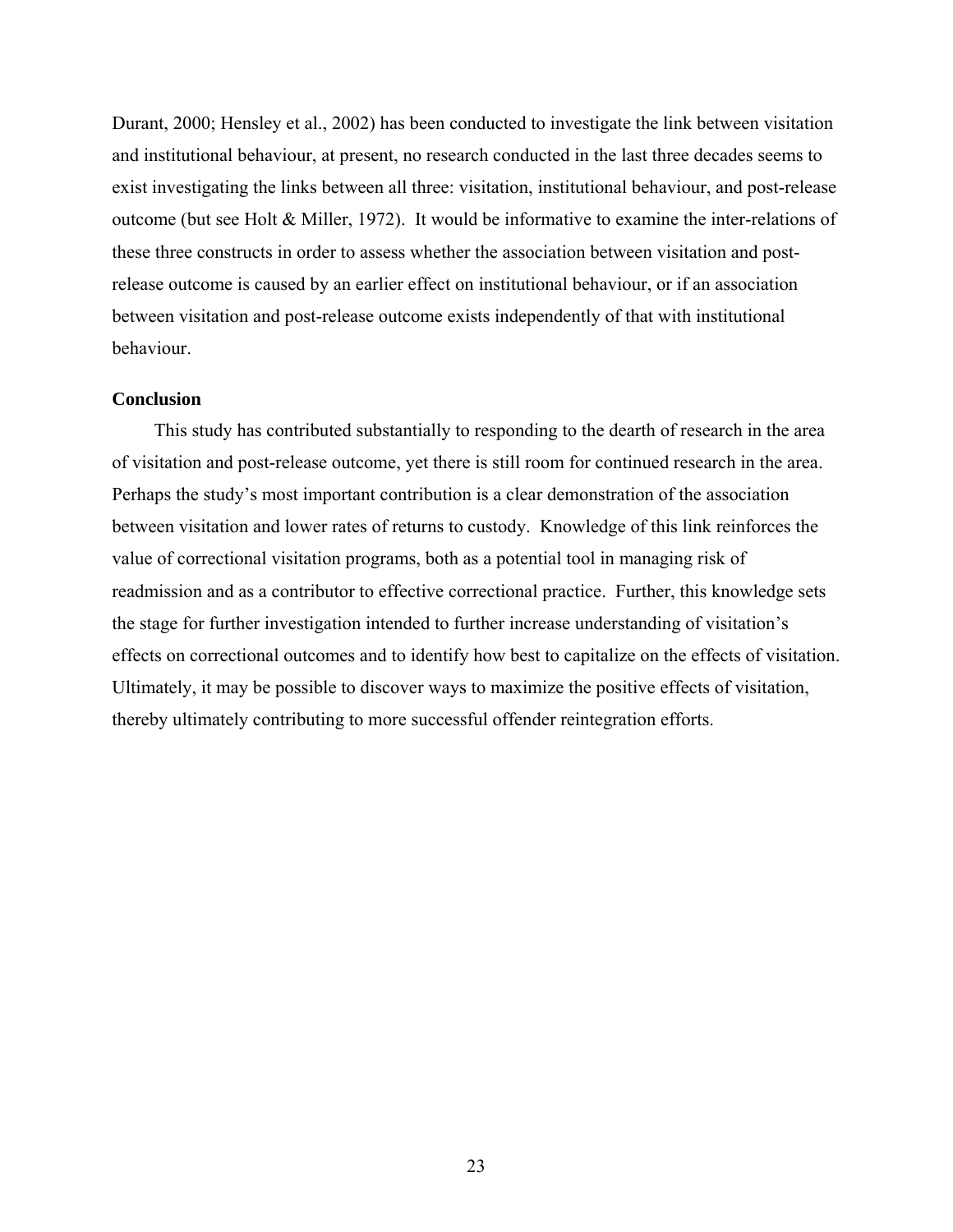Durant, 2000; Hensley et al., 2002) has been conducted to investigate the link between visitation and institutional behaviour, at present, no research conducted in the last three decades seems to exist investigating the links between all three: visitation, institutional behaviour, and post-release outcome (but see Holt & Miller, 1972). It would be informative to examine the inter-relations of these three constructs in order to assess whether the association between visitation and post-release outcome is caused by an earlier effect on institutional behaviour, or if an association between visitation and post-release outcome exists independently of that with institutional behaviour.

**Conclusion**

This study has contributed substantially to responding to the dearth of research in the area of visitation and post-release outcome, yet there is still room for continued research in the area. Perhaps the study's most important contribution is a clear demonstration of the association between visitation and lower rates of returns to custody. Knowledge of this link reinforces the value of correctional visitation programs, both as a potential tool in managing risk of readmission and as a contributor to effective correctional practice. Further, this knowledge sets the stage for further investigation intended to further increase understanding of visitation's effects on correctional outcomes and to identify how best to capitalize on the effects of visitation. Ultimately, it may be possible to discover ways to maximize the positive effects of visitation, thereby ultimately contributing to more successful offender reintegration efforts.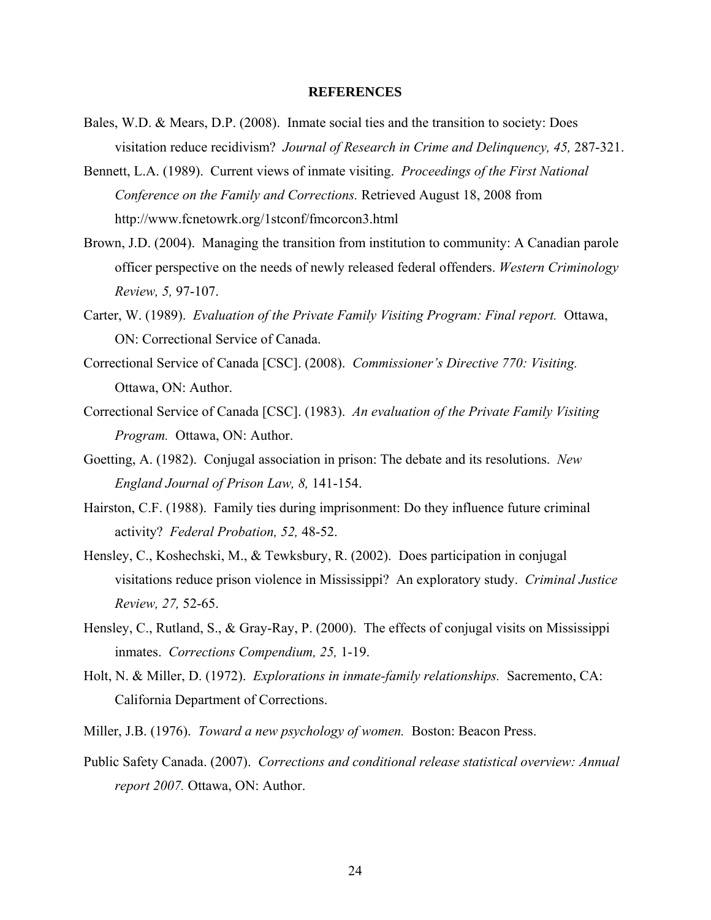**REFERENCES**

Bales, W.D. & Mears, D.P. (2008). Inmate social ties and the transition to society: Does visitation reduce recidivism? *Journal of Research in Crime and Delinquency, 45,* 287-321.

Bennett, L.A. (1989). Current views of inmate visiting. *Proceedings of the First National Conference on the Family and Corrections.* Retrieved August 18, 2008 from http://www.fcnetowrk.org/1stconf/fmcorcon3.html

Brown, J.D. (2004). Managing the transition from institution to community: A Canadian parole officer perspective on the needs of newly released federal offenders. *Western Criminology Review, 5,* 97-107.

Carter, W. (1989). *Evaluation of the Private Family Visiting Program: Final report.* Ottawa, ON: Correctional Service of Canada.

Correctional Service of Canada [CSC]. (2008). *Commissioner's Directive 770: Visiting.* Ottawa, ON: Author.

Correctional Service of Canada [CSC]. (1983). *An evaluation of the Private Family Visiting Program.* Ottawa, ON: Author.

Goetting, A. (1982). Conjugal association in prison: The debate and its resolutions. *New England Journal of Prison Law, 8,* 141-154.

Hairston, C.F. (1988). Family ties during imprisonment: Do they influence future criminal activity? *Federal Probation, 52,* 48-52.

Hensley, C., Koshechski, M., & Tewksbury, R. (2002). Does participation in conjugal visitations reduce prison violence in Mississippi? An exploratory study. *Criminal Justice Review, 27,* 52-65.

Hensley, C., Rutland, S., & Gray-Ray, P. (2000). The effects of conjugal visits on Mississippi inmates. *Corrections Compendium, 25,* 1-19.

Holt, N. & Miller, D. (1972). *Explorations in inmate-family relationships.* Sacremento, CA: California Department of Corrections.

Miller, J.B. (1976). *Toward a new psychology of women.* Boston: Beacon Press.

Public Safety Canada. (2007). *Corrections and conditional release statistical overview: Annual report 2007.* Ottawa, ON: Author.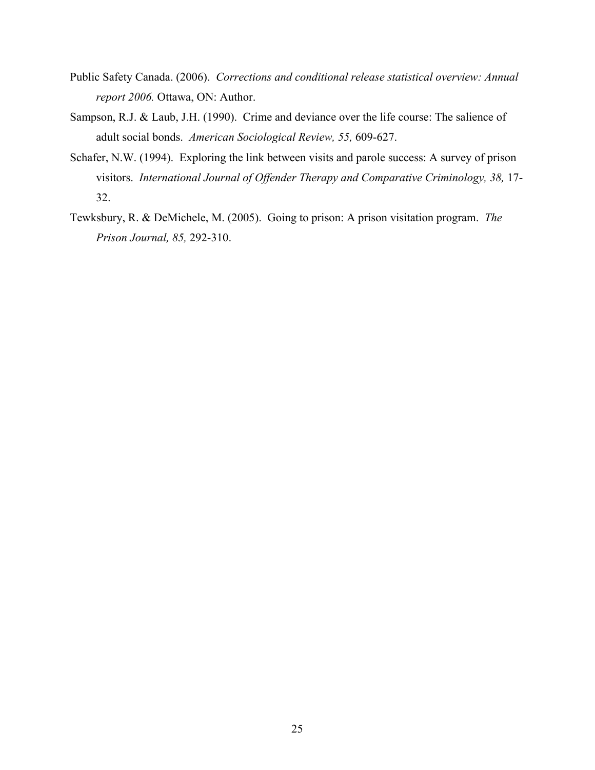Public Safety Canada. (2006). *Corrections and conditional release statistical overview: Annual report 2006.* Ottawa, ON: Author.

Sampson, R.J. & Laub, J.H. (1990). Crime and deviance over the life course: The salience of adult social bonds. *American Sociological Review, 55,* 609-627.

Schafer, N.W. (1994). Exploring the link between visits and parole success: A survey of prison visitors. *International Journal of Offender Therapy and Comparative Criminology, 38,* 17-32.

Tewksbury, R. & DeMichele, M. (2005). Going to prison: A prison visitation program. *The Prison Journal, 85,* 292-310.